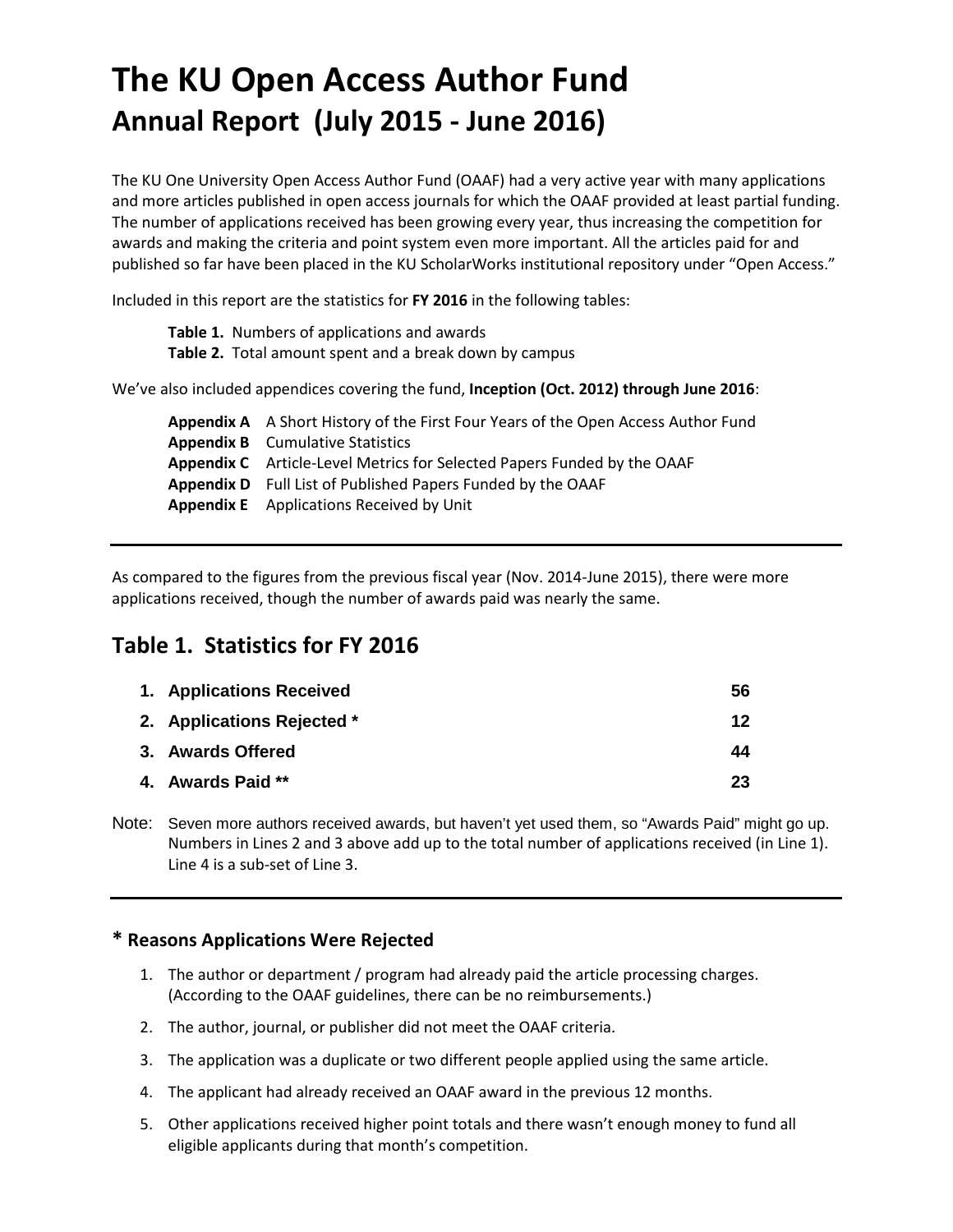# The KU Open Access Author Fund
## Annual Report (July 2015 - June 2016)

The KU One University Open Access Author Fund (OAAF) had a very active year with many applications and more articles published in open access journals for which the OAAF provided at least partial funding. The number of applications received has been growing every year, thus increasing the competition for awards and making the criteria and point system even more important. All the articles paid for and published so far have been placed in the KU ScholarWorks institutional repository under "Open Access."

Included in this report are the statistics for **FY 2016** in the following tables:

**Table 1.** Numbers of applications and awards
**Table 2.** Total amount spent and a break down by campus

We've also included appendices covering the fund, **Inception (Oct. 2012) through June 2016**:

**Appendix A** A Short History of the First Four Years of the Open Access Author Fund
**Appendix B** Cumulative Statistics
**Appendix C** Article-Level Metrics for Selected Papers Funded by the OAAF
**Appendix D** Full List of Published Papers Funded by the OAAF
**Appendix E** Applications Received by Unit

---

As compared to the figures from the previous fiscal year (Nov. 2014-June 2015), there were more applications received, though the number of awards paid was nearly the same.

## Table 1. Statistics for FY 2016

| | |
|---|---|
| **1. Applications Received** | **56** |
| **2. Applications Rejected *** | **12** |
| **3. Awards Offered** | **44** |
| **4. Awards Paid **** | **23** |

Note: Seven more authors received awards, but haven't yet used them, so "Awards Paid" might go up. Numbers in Lines 2 and 3 above add up to the total number of applications received (in Line 1). Line 4 is a sub-set of Line 3.

---

### * Reasons Applications Were Rejected

1. The author or department / program had already paid the article processing charges. (According to the OAAF guidelines, there can be no reimbursements.)
2. The author, journal, or publisher did not meet the OAAF criteria.
3. The application was a duplicate or two different people applied using the same article.
4. The applicant had already received an OAAF award in the previous 12 months.
5. Other applications received higher point totals and there wasn't enough money to fund all eligible applicants during that month's competition.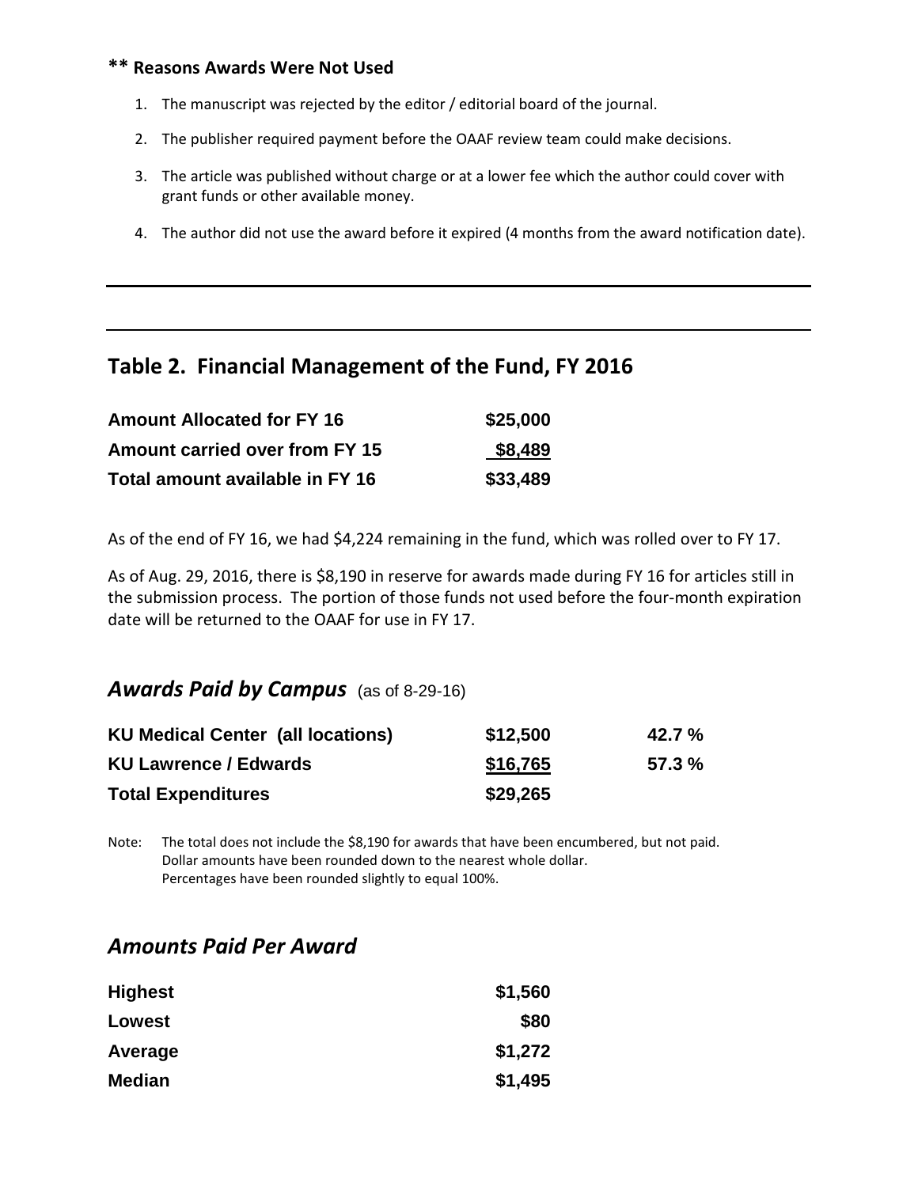**** Reasons Awards Were Not Used**

1. The manuscript was rejected by the editor / editorial board of the journal.
2. The publisher required payment before the OAAF review team could make decisions.
3. The article was published without charge or at a lower fee which the author could cover with grant funds or other available money.
4. The author did not use the award before it expired (4 months from the award notification date).

---

## Table 2. Financial Management of the Fund, FY 2016

| | |
|---|---|
| **Amount Allocated for FY 16** | **$25,000** |
| **Amount carried over from FY 15** | **$8,489** |
| **Total amount available in FY 16** | **$33,489** |

As of the end of FY 16, we had $4,224 remaining in the fund, which was rolled over to FY 17.

As of Aug. 29, 2016, there is $8,190 in reserve for awards made during FY 16 for articles still in the submission process. The portion of those funds not used before the four-month expiration date will be returned to the OAAF for use in FY 17.

## *Awards Paid by Campus* (as of 8-29-16)

| | | |
|---|---|---|
| **KU Medical Center (all locations)** | **$12,500** | **42.7 %** |
| **KU Lawrence / Edwards** | **$16,765** | **57.3 %** |
| **Total Expenditures** | **$29,265** | |

Note: The total does not include the $8,190 for awards that have been encumbered, but not paid.
Dollar amounts have been rounded down to the nearest whole dollar.
Percentages have been rounded slightly to equal 100%.

## *Amounts Paid Per Award*

| | |
|---|---|
| **Highest** | **$1,560** |
| **Lowest** | **$80** |
| **Average** | **$1,272** |
| **Median** | **$1,495** |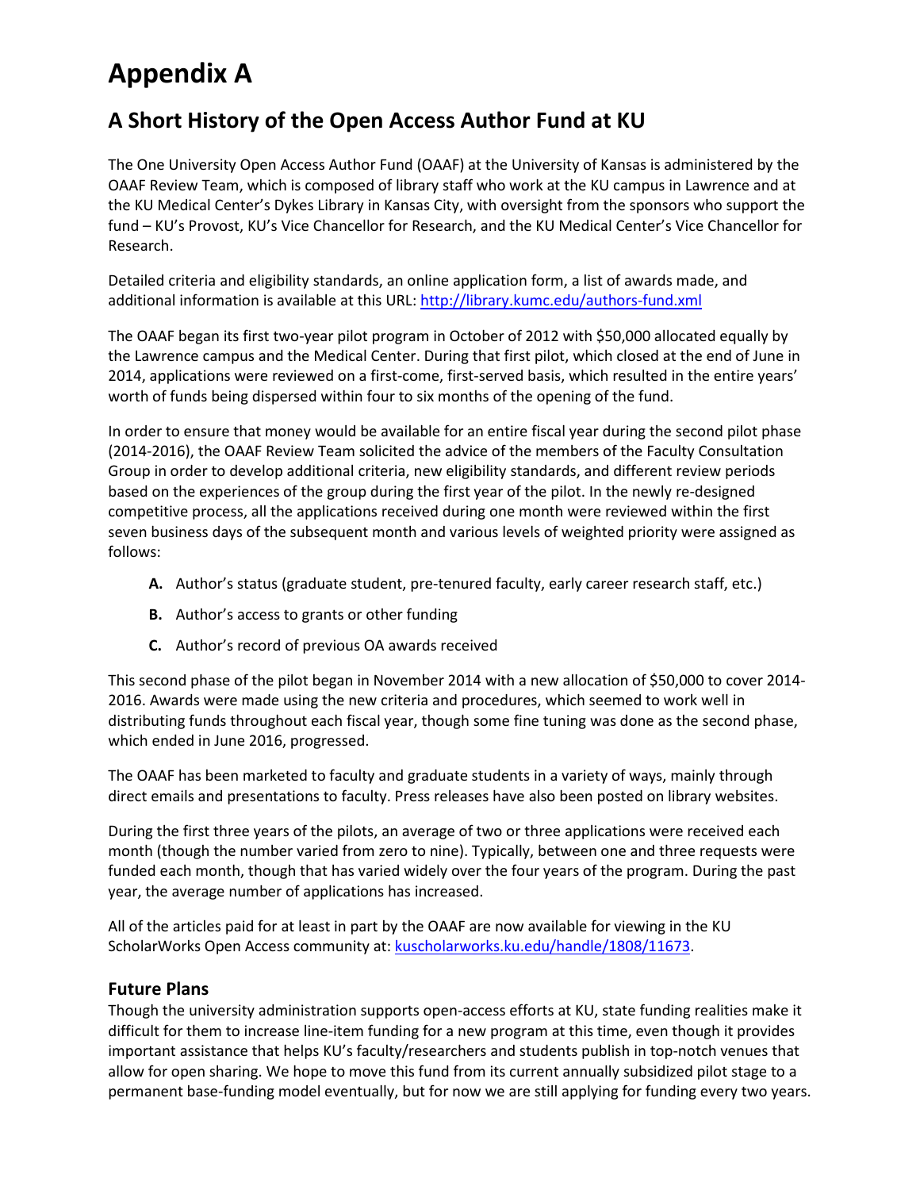# Appendix A

## A Short History of the Open Access Author Fund at KU

The One University Open Access Author Fund (OAAF) at the University of Kansas is administered by the OAAF Review Team, which is composed of library staff who work at the KU campus in Lawrence and at the KU Medical Center's Dykes Library in Kansas City, with oversight from the sponsors who support the fund – KU's Provost, KU's Vice Chancellor for Research, and the KU Medical Center's Vice Chancellor for Research.

Detailed criteria and eligibility standards, an online application form, a list of awards made, and additional information is available at this URL: http://library.kumc.edu/authors-fund.xml

The OAAF began its first two-year pilot program in October of 2012 with $50,000 allocated equally by the Lawrence campus and the Medical Center. During that first pilot, which closed at the end of June in 2014, applications were reviewed on a first-come, first-served basis, which resulted in the entire years' worth of funds being dispersed within four to six months of the opening of the fund.

In order to ensure that money would be available for an entire fiscal year during the second pilot phase (2014-2016), the OAAF Review Team solicited the advice of the members of the Faculty Consultation Group in order to develop additional criteria, new eligibility standards, and different review periods based on the experiences of the group during the first year of the pilot. In the newly re-designed competitive process, all the applications received during one month were reviewed within the first seven business days of the subsequent month and various levels of weighted priority were assigned as follows:

- **A.** Author's status (graduate student, pre-tenured faculty, early career research staff, etc.)
- **B.** Author's access to grants or other funding
- **C.** Author's record of previous OA awards received

This second phase of the pilot began in November 2014 with a new allocation of $50,000 to cover 2014-2016. Awards were made using the new criteria and procedures, which seemed to work well in distributing funds throughout each fiscal year, though some fine tuning was done as the second phase, which ended in June 2016, progressed.

The OAAF has been marketed to faculty and graduate students in a variety of ways, mainly through direct emails and presentations to faculty. Press releases have also been posted on library websites.

During the first three years of the pilots, an average of two or three applications were received each month (though the number varied from zero to nine). Typically, between one and three requests were funded each month, though that has varied widely over the four years of the program. During the past year, the average number of applications has increased.

All of the articles paid for at least in part by the OAAF are now available for viewing in the KU ScholarWorks Open Access community at: kuscholarworks.ku.edu/handle/1808/11673.

### Future Plans

Though the university administration supports open-access efforts at KU, state funding realities make it difficult for them to increase line-item funding for a new program at this time, even though it provides important assistance that helps KU's faculty/researchers and students publish in top-notch venues that allow for open sharing. We hope to move this fund from its current annually subsidized pilot stage to a permanent base-funding model eventually, but for now we are still applying for funding every two years.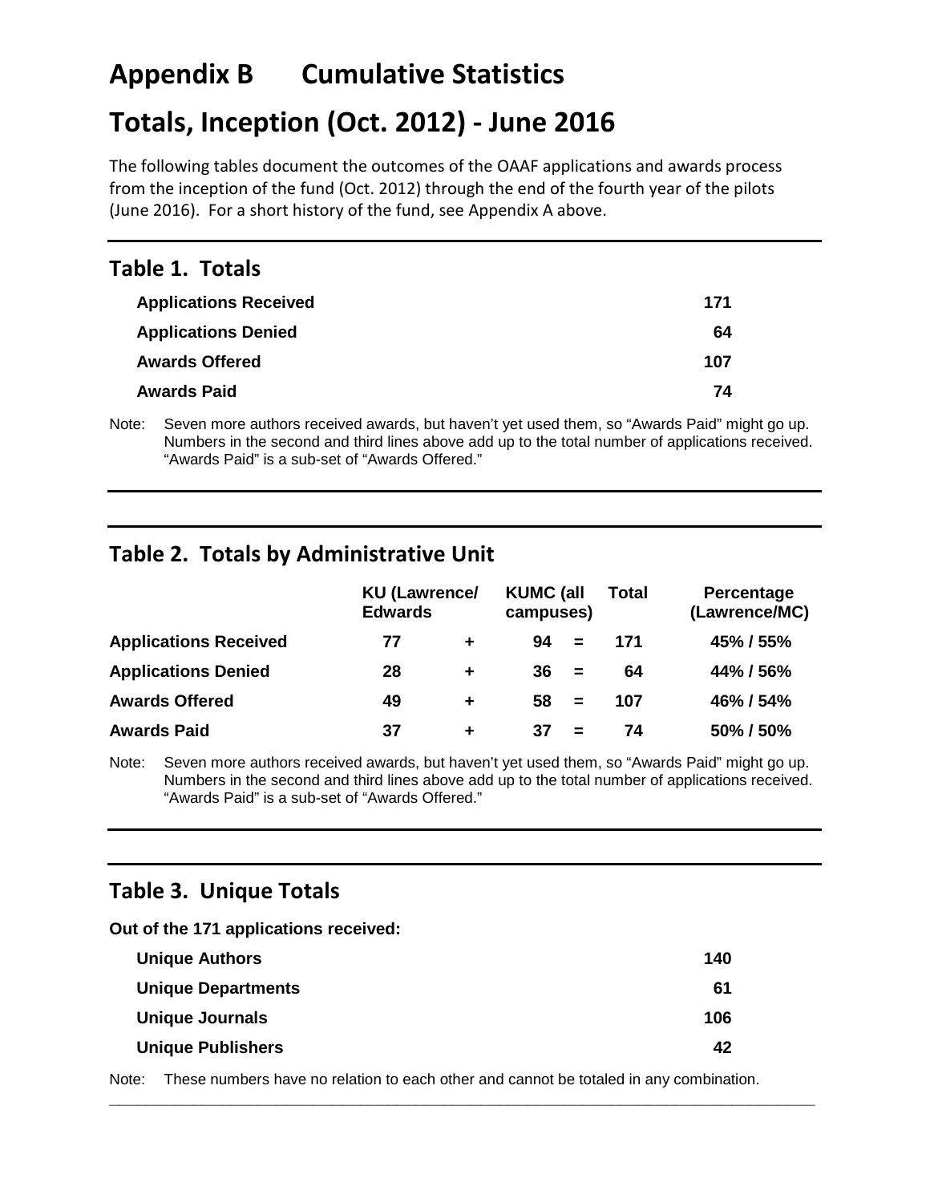# Appendix B Cumulative Statistics

# Totals, Inception (Oct. 2012) - June 2016

The following tables document the outcomes of the OAAF applications and awards process from the inception of the fund (Oct. 2012) through the end of the fourth year of the pilots (June 2016). For a short history of the fund, see Appendix A above.

## Table 1. Totals

| | |
|---|---|
| **Applications Received** | **171** |
| **Applications Denied** | **64** |
| **Awards Offered** | **107** |
| **Awards Paid** | **74** |

Note: Seven more authors received awards, but haven't yet used them, so "Awards Paid" might go up. Numbers in the second and third lines above add up to the total number of applications received. "Awards Paid" is a sub-set of "Awards Offered."

## Table 2. Totals by Administrative Unit

| | KU (Lawrence/ Edwards | | KUMC (all campuses) | | Total | Percentage (Lawrence/MC) |
|---|---|---|---|---|---|---|
| **Applications Received** | **77** | **+** | **94** | **=** | **171** | **45% / 55%** |
| **Applications Denied** | **28** | **+** | **36** | **=** | **64** | **44% / 56%** |
| **Awards Offered** | **49** | **+** | **58** | **=** | **107** | **46% / 54%** |
| **Awards Paid** | **37** | **+** | **37** | **=** | **74** | **50% / 50%** |

Note: Seven more authors received awards, but haven't yet used them, so "Awards Paid" might go up. Numbers in the second and third lines above add up to the total number of applications received. "Awards Paid" is a sub-set of "Awards Offered."

## Table 3. Unique Totals

**Out of the 171 applications received:**

| | |
|---|---|
| **Unique Authors** | **140** |
| **Unique Departments** | **61** |
| **Unique Journals** | **106** |
| **Unique Publishers** | **42** |

Note: These numbers have no relation to each other and cannot be totaled in any combination.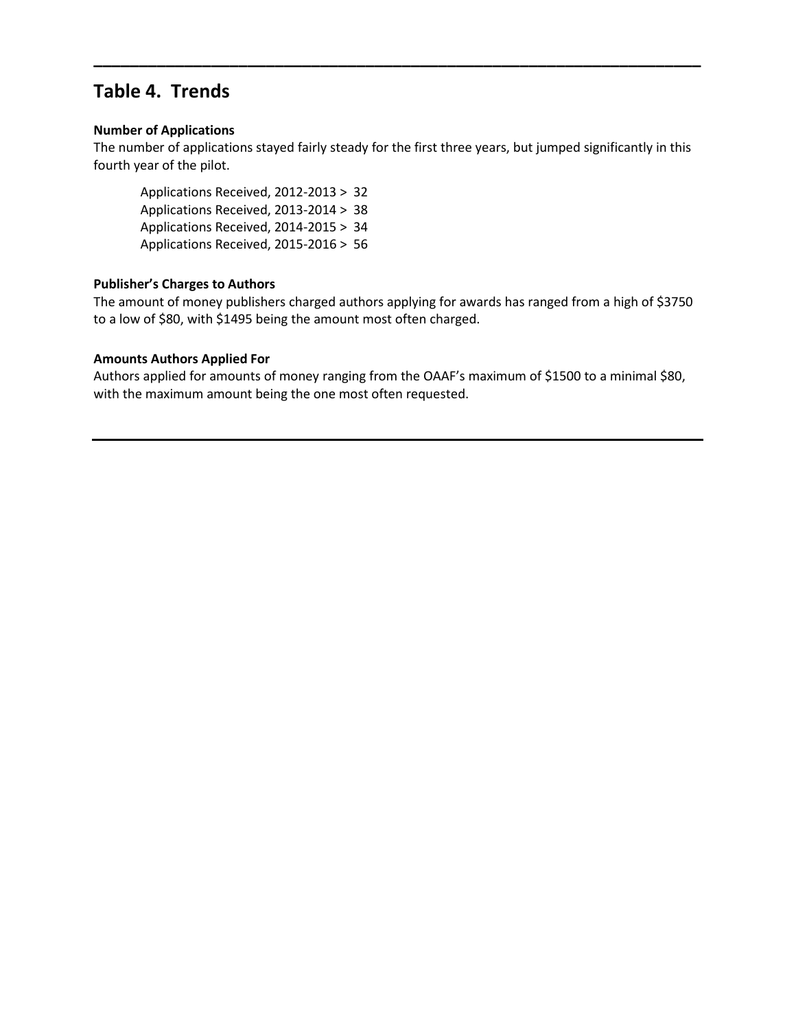## Table 4. Trends

**Number of Applications**

The number of applications stayed fairly steady for the first three years, but jumped significantly in this fourth year of the pilot.

Applications Received, 2012-2013 > 32
Applications Received, 2013-2014 > 38
Applications Received, 2014-2015 > 34
Applications Received, 2015-2016 > 56

**Publisher's Charges to Authors**

The amount of money publishers charged authors applying for awards has ranged from a high of $3750 to a low of $80, with $1495 being the amount most often charged.

**Amounts Authors Applied For**

Authors applied for amounts of money ranging from the OAAF's maximum of $1500 to a minimal $80, with the maximum amount being the one most often requested.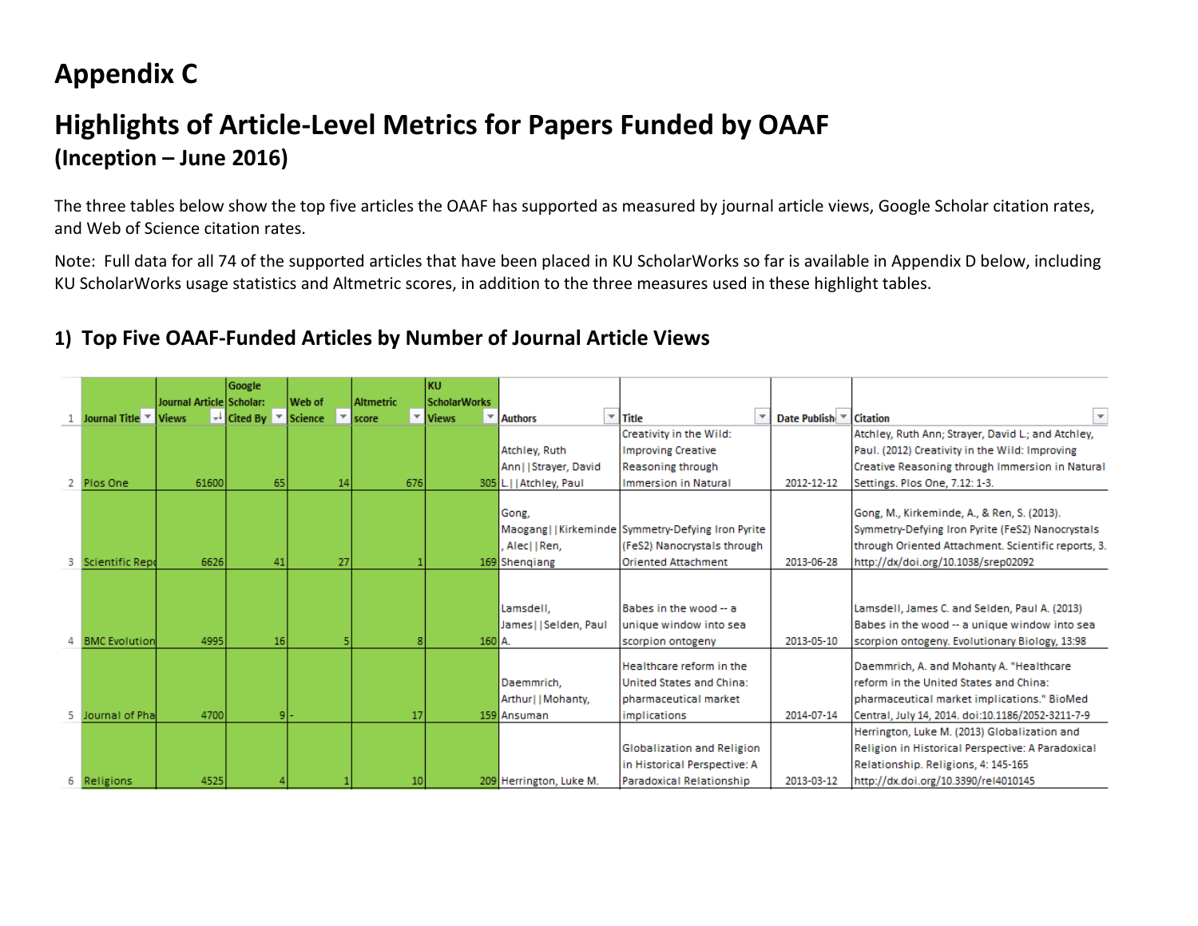# Appendix C

## Highlights of Article-Level Metrics for Papers Funded by OAAF

### (Inception – June 2016)

The three tables below show the top five articles the OAAF has supported as measured by journal article views, Google Scholar citation rates, and Web of Science citation rates.

Note: Full data for all 74 of the supported articles that have been placed in KU ScholarWorks so far is available in Appendix D below, including KU ScholarWorks usage statistics and Altmetric scores, in addition to the three measures used in these highlight tables.

### 1) Top Five OAAF-Funded Articles by Number of Journal Article Views

| 1 | Journal Title | Journal Article Views | Google Scholar: Cited By | Web of Science | Altmetric score | KU ScholarWorks Views | Authors | Title | Date Publish | Citation |
|---|---|---|---|---|---|---|---|---|---|---|
| 2 | Plos One | 61600 | 65 | 14 | 676 | 305 | Atchley, Ruth Ann\|\|Strayer, David L.\|\|Atchley, Paul | Creativity in the Wild: Improving Creative Reasoning through Immersion in Natural | 2012-12-12 | Atchley, Ruth Ann; Strayer, David L.; and Atchley, Paul. (2012) Creativity in the Wild: Improving Creative Reasoning through Immersion in Natural Settings. Plos One, 7.12: 1-3. |
| 3 | Scientific Rep | 6626 | 41 | 27 | 1 | 169 | Gong, Maogang\|\|Kirkeminde, Alec\|\|Ren, Shenqiang | Symmetry-Defying Iron Pyrite (FeS2) Nanocrystals through Oriented Attachment | 2013-06-28 | Gong, M., Kirkeminde, A., & Ren, S. (2013). Symmetry-Defying Iron Pyrite (FeS2) Nanocrystals through Oriented Attachment. Scientific reports, 3. http://dx/doi.org/10.1038/srep02092 |
| 4 | BMC Evolution | 4995 | 16 | 5 | 8 | 160 | Lamsdell, James\|\|Selden, Paul A. | Babes in the wood -- a unique window into sea scorpion ontogeny | 2013-05-10 | Lamsdell, James C. and Selden, Paul A. (2013) Babes in the wood -- a unique window into sea scorpion ontogeny. Evolutionary Biology, 13:98 |
| 5 | Journal of Pha | 4700 | 9 | - | 17 | 159 | Daemmrich, Arthur\|\|Mohanty, Ansuman | Healthcare reform in the United States and China: pharmaceutical market implications | 2014-07-14 | Daemmrich, A. and Mohanty A. "Healthcare reform in the United States and China: pharmaceutical market implications." BioMed Central, July 14, 2014. doi:10.1186/2052-3211-7-9 |
| 6 | Religions | 4525 | 4 | 1 | 10 | 209 | Herrington, Luke M. | Globalization and Religion in Historical Perspective: A Paradoxical Relationship | 2013-03-12 | Herrington, Luke M. (2013) Globalization and Religion in Historical Perspective: A Paradoxical Relationship. Religions, 4: 145-165 http://dx.doi.org/10.3390/rel4010145 |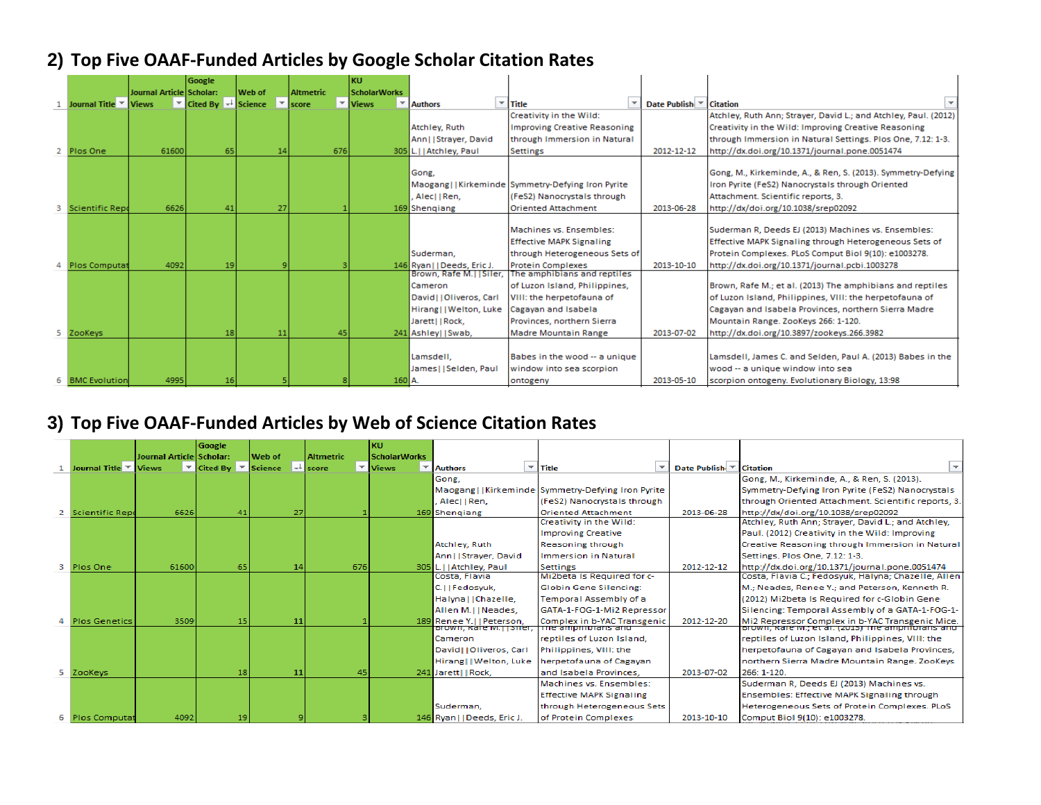## 2) Top Five OAAF-Funded Articles by Google Scholar Citation Rates

| | Journal Title | Journal Article Views | Google Scholar: Cited By | Web of Science | Altmetric score | KU ScholarWorks Views | Authors | Title | Date Publish | Citation |
|---|---|---|---|---|---|---|---|---|---|---|
| 1 | | | | | | | | | | |
| 2 | Plos One | 61600 | 65 | 14 | 676 | 305 | Atchley, Ruth Ann\|\|Strayer, David L.\|\|Atchley, Paul | Creativity in the Wild: Improving Creative Reasoning through Immersion in Natural Settings | 2012-12-12 | Atchley, Ruth Ann; Strayer, David L.; and Atchley, Paul. (2012) Creativity in the Wild: Improving Creative Reasoning through Immersion in Natural Settings. Plos One, 7.12: 1-3. http://dx.doi.org/10.1371/journal.pone.0051474 |
| 3 | Scientific Rep | 6626 | 41 | 27 | 1 | 169 | Gong, Maogang\|\|Kirkeminde, Alec\|\|Ren, Shenqiang | Symmetry-Defying Iron Pyrite (FeS2) Nanocrystals through Oriented Attachment | 2013-06-28 | Gong, M., Kirkeminde, A., & Ren, S. (2013). Symmetry-Defying Iron Pyrite (FeS2) Nanocrystals through Oriented Attachment. Scientific reports, 3. http://dx/doi.org/10.1038/srep02092 |
| 4 | Plos Computat | 4092 | 19 | 9 | 3 | 146 | Suderman, Ryan\|\|Deeds, Eric J. | Machines vs. Ensembles: Effective MAPK Signaling through Heterogeneous Sets of Protein Complexes | 2013-10-10 | Suderman R, Deeds EJ (2013) Machines vs. Ensembles: Effective MAPK Signaling through Heterogeneous Sets of Protein Complexes. PLoS Comput Biol 9(10): e1003278. http://dx.doi.org/10.1371/journal.pcbi.1003278 |
| 5 | ZooKeys | 18 | 11 | 45 | 241 | | Brown, Rafe M.\|\|Siler, Cameron David\|\|Oliveros, Carl Hirang\|\|Welton, Luke Jarett\|\|Rock, Ashley\|\|Swab, | The amphibians and reptiles of Luzon Island, Philippines, VIII: the herpetofauna of Cagayan and Isabela Provinces, northern Sierra Madre Mountain Range | 2013-07-02 | Brown, Rafe M.; et al. (2013) The amphibians and reptiles of Luzon Island, Philippines, VIII: the herpetofauna of Cagayan and Isabela Provinces, northern Sierra Madre Mountain Range. ZooKeys 266: 1-120. http://dx.doi.org/10.3897/zookeys.266.3982 |
| 6 | BMC Evolution | 4995 | 16 | 5 | 8 | 160 | Lamsdell, James\|\|Selden, Paul A. | Babes in the wood -- a unique window into sea scorpion ontogeny | 2013-05-10 | Lamsdell, James C. and Selden, Paul A. (2013) Babes in the wood -- a unique window into sea scorpion ontogeny. Evolutionary Biology, 13:98 |

## 3) Top Five OAAF-Funded Articles by Web of Science Citation Rates

| | Journal Title | Journal Article Views | Google Scholar: Cited By | Web of Science | Altmetric score | KU ScholarWorks Views | Authors | Title | Date Publish | Citation |
|---|---|---|---|---|---|---|---|---|---|---|
| 1 | | | | | | | | | | |
| 2 | Scientific Rep | 6626 | 41 | 27 | 1 | 169 | Gong, Maogang\|\|Kirkeminde, Alec\|\|Ren, Shenqiang | Symmetry-Defying Iron Pyrite (FeS2) Nanocrystals through Oriented Attachment | 2013-06-28 | Gong, M., Kirkeminde, A., & Ren, S. (2013). Symmetry-Defying Iron Pyrite (FeS2) Nanocrystals through Oriented Attachment. Scientific reports, 3. http://dx/doi.org/10.1038/srep02092 |
| 3 | Plos One | 61600 | 65 | 14 | 676 | 305 | Atchley, Ruth Ann\|\|Strayer, David L.\|\|Atchley, Paul | Creativity in the Wild: Improving Creative Reasoning through Immersion in Natural Settings | 2012-12-12 | Atchley, Ruth Ann; Strayer, David L.; and Atchley, Paul. (2012) Creativity in the Wild: Improving Creative Reasoning through Immersion in Natural Settings. Plos One, 7.12: 1-3. http://dx.doi.org/10.1371/journal.pone.0051474 |
| 4 | Plos Genetics | 3509 | 15 | 11 | 1 | 189 | Costa, Flavia C.\|\|Fedosyuk, Halyna\|\|Chazelle, Allen M.\|\|Neades, Renee Y.\|\|Peterson, | Mi2beta Is Required for c-Globin Gene Silencing: Temporal Assembly of a GATA-1-FOG-1-Mi2 Repressor Complex in b-YAC Transgenic | 2012-12-20 | Costa, Flavia C.; Fedosyuk, Halyna; Chazelle, Allen M.; Neades, Renee Y.; and Peterson, Kenneth R. (2012) Mi2beta Is Required for c-Globin Gene Silencing: Temporal Assembly of a GATA-1-FOG-1-Mi2 Repressor Complex in b-YAC Transgenic Mice. |
| 5 | ZooKeys | | 18 | 11 | 45 | 241 | Brown, Rafe M.\|\|Siler, Cameron David\|\|Oliveros, Carl Hirang\|\|Welton, Luke Jarett\|\|Rock, | The amphibians and reptiles of Luzon Island, Philippines, VIII: the herpetofauna of Cagayan and Isabela Provinces, | 2013-07-02 | Brown, Rafe M.; et al. (2013) The amphibians and reptiles of Luzon Island, Philippines, VIII: the herpetofauna of Cagayan and Isabela Provinces, northern Sierra Madre Mountain Range. ZooKeys 266: 1-120. |
| 6 | Plos Computat | 4092 | 19 | 9 | 3 | 146 | Suderman, Ryan\|\|Deeds, Eric J. | Machines vs. Ensembles: Effective MAPK Signaling through Heterogeneous Sets of Protein Complexes | 2013-10-10 | Suderman R, Deeds EJ (2013) Machines vs. Ensembles: Effective MAPK Signaling through Heterogeneous Sets of Protein Complexes. PLoS Comput Biol 9(10): e1003278. |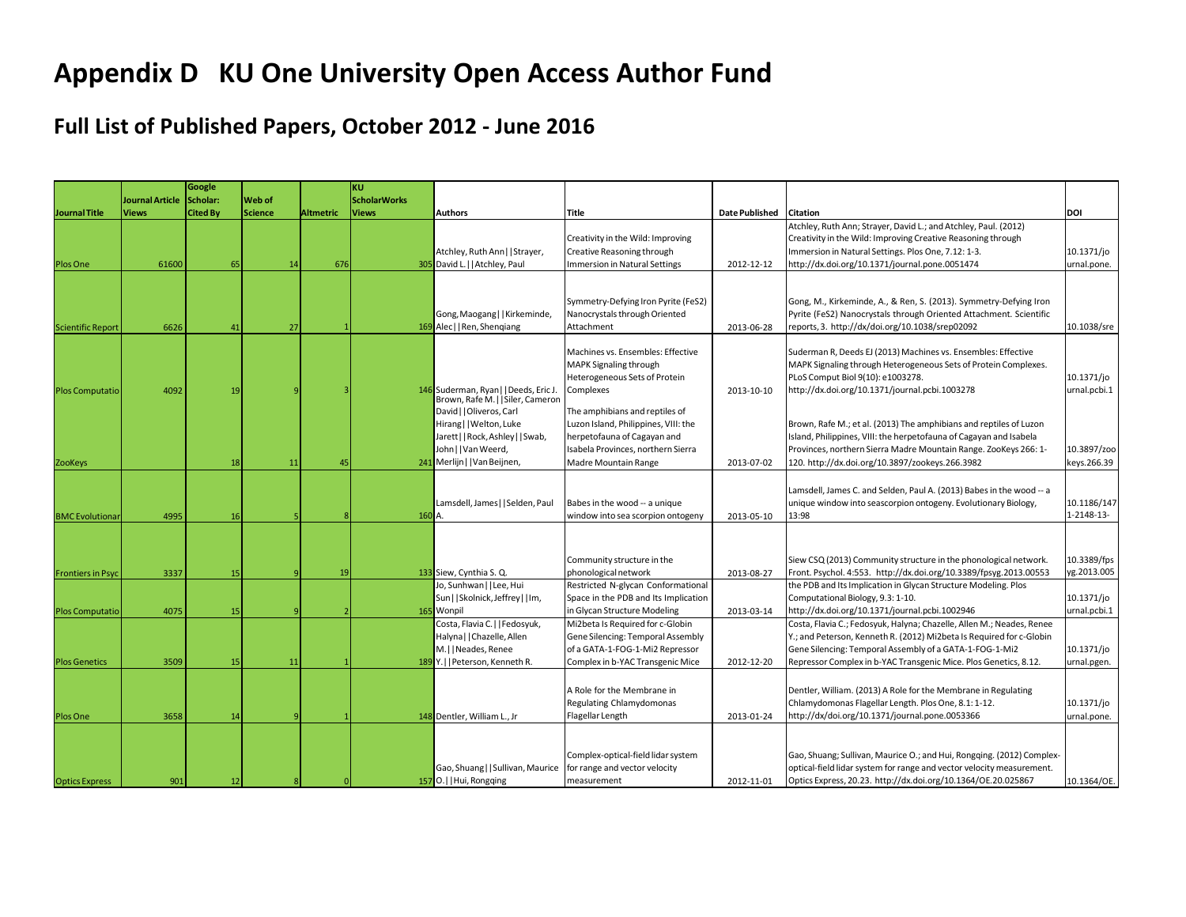# Appendix D KU One University Open Access Author Fund

## Full List of Published Papers, October 2012 - June 2016

| Journal Title | Journal Article Views | Google Scholar: Cited By | Web of Science | Altmetric | KU ScholarWorks Views | Authors | Title | Date Published | Citation | DOI |
|---|---|---|---|---|---|---|---|---|---|---|
| Plos One | 61600 | 65 | 14 | 676 | 305 | Atchley, Ruth Ann\|\|Strayer, David L.\|\|Atchley, Paul | Creativity in the Wild: Improving Creative Reasoning through Immersion in Natural Settings | 2012-12-12 | Atchley, Ruth Ann; Strayer, David L.; and Atchley, Paul. (2012) Creativity in the Wild: Improving Creative Reasoning through Immersion in Natural Settings. Plos One, 7.12: 1-3. http://dx.doi.org/10.1371/journal.pone.0051474 | 10.1371/journal.pone. |
| Scientific Report | 6626 | 41 | 27 | 1 | 169 | Gong, Maogang\|\|Kirkeminde, Alec\|\|Ren, Shenqiang | Symmetry-Defying Iron Pyrite (FeS2) Nanocrystals through Oriented Attachment | 2013-06-28 | Gong, M., Kirkeminde, A., & Ren, S. (2013). Symmetry-Defying Iron Pyrite (FeS2) Nanocrystals through Oriented Attachment. Scientific reports, 3. http://dx/doi.org/10.1038/srep02092 | 10.1038/sre |
| Plos Computatio | 4092 | 19 | 9 | 3 | 146 | Suderman, Ryan\|\|Deeds, Eric J. | Machines vs. Ensembles: Effective MAPK Signaling through Heterogeneous Sets of Protein Complexes | 2013-10-10 | Suderman R, Deeds EJ (2013) Machines vs. Ensembles: Effective MAPK Signaling through Heterogeneous Sets of Protein Complexes. PLoS Comput Biol 9(10): e1003278. http://dx.doi.org/10.1371/journal.pcbi.1003278 | 10.1371/journal.pcbi.1 |
| ZooKeys | | 18 | 11 | 45 | 241 | Brown, Rafe M.\|\|Siler, Cameron David\|\|Oliveros, Carl Hirang\|\|Welton, Luke Jarett\|\|Rock, Ashley\|\|Swab, John\|\|Van Weerd, Merlijn\|\|Van Beijnen, | The amphibians and reptiles of Luzon Island, Philippines, VIII: the herpetofauna of Cagayan and Isabela Provinces, northern Sierra Madre Mountain Range | 2013-07-02 | Brown, Rafe M.; et al. (2013) The amphibians and reptiles of Luzon Island, Philippines, VIII: the herpetofauna of Cagayan and Isabela Provinces, northern Sierra Madre Mountain Range. ZooKeys 266: 1-120. http://dx.doi.org/10.3897/zookeys.266.3982 | 10.3897/zookeys.266.39 |
| BMC Evolutionar | 4995 | 16 | 5 | 8 | 160 | Lamsdell, James\|\|Selden, Paul A. | Babes in the wood -- a unique window into sea scorpion ontogeny | 2013-05-10 | Lamsdell, James C. and Selden, Paul A. (2013) Babes in the wood -- a unique window into seascorpion ontogeny. Evolutionary Biology, 13:98 | 10.1186/1471-2148-13- |
| Frontiers in Psyc | 3337 | 15 | 9 | 19 | 133 | Siew, Cynthia S. Q. | Community structure in the phonological network | 2013-08-27 | Siew CSQ (2013) Community structure in the phonological network. Front. Psychol. 4:553. http://dx.doi.org/10.3389/fpsyg.2013.00553 | 10.3389/fpsyg.2013.005 |
| Plos Computatio | 4075 | 15 | 9 | 2 | 165 | Jo, Sunhwan\|\|Lee, Hui Sun\|\|Skolnick, Jeffrey\|\|Im, Wonpil | Restricted N-glycan Conformational Space in the PDB and Its Implication in Glycan Structure Modeling | 2013-03-14 | the PDB and Its Implication in Glycan Structure Modeling. Plos Computational Biology, 9.3: 1-10. http://dx.doi.org/10.1371/journal.pcbi.1002946 | 10.1371/journal.pcbi.1 |
| Plos Genetics | 3509 | 15 | 11 | 1 | 189 | Costa, Flavia C.\|\|Fedosyuk, Halyna\|\|Chazelle, Allen M.\|\|Neades, Renee Y.\|\|Peterson, Kenneth R. | Mi2beta Is Required for c-Globin Gene Silencing: Temporal Assembly of a GATA-1-FOG-1-Mi2 Repressor Complex in b-YAC Transgenic Mice | 2012-12-20 | Costa, Flavia C.; Fedosyuk, Halyna; Chazelle, Allen M.; Neades, Renee Y.; and Peterson, Kenneth R. (2012) Mi2beta Is Required for c-Globin Gene Silencing: Temporal Assembly of a GATA-1-FOG-1-Mi2 Repressor Complex in b-YAC Transgenic Mice. Plos Genetics, 8.12. | 10.1371/journal.pgen. |
| Plos One | 3658 | 14 | 9 | 1 | 148 | Dentler, William L., Jr | A Role for the Membrane in Regulating Chlamydomonas Flagellar Length | 2013-01-24 | Dentler, William. (2013) A Role for the Membrane in Regulating Chlamydomonas Flagellar Length. Plos One, 8.1: 1-12. http://dx/doi.org/10.1371/journal.pone.0053366 | 10.1371/journal.pone. |
| Optics Express | 901 | 12 | 8 | 0 | 157 | Gao, Shuang\|\|Sullivan, Maurice O.\|\|Hui, Rongqing | Complex-optical-field lidar system for range and vector velocity measurement | 2012-11-01 | Gao, Shuang; Sullivan, Maurice O.; and Hui, Rongqing. (2012) Complex-optical-field lidar system for range and vector velocity measurement. Optics Express, 20.23. http://dx.doi.org/10.1364/OE.20.025867 | 10.1364/OE. |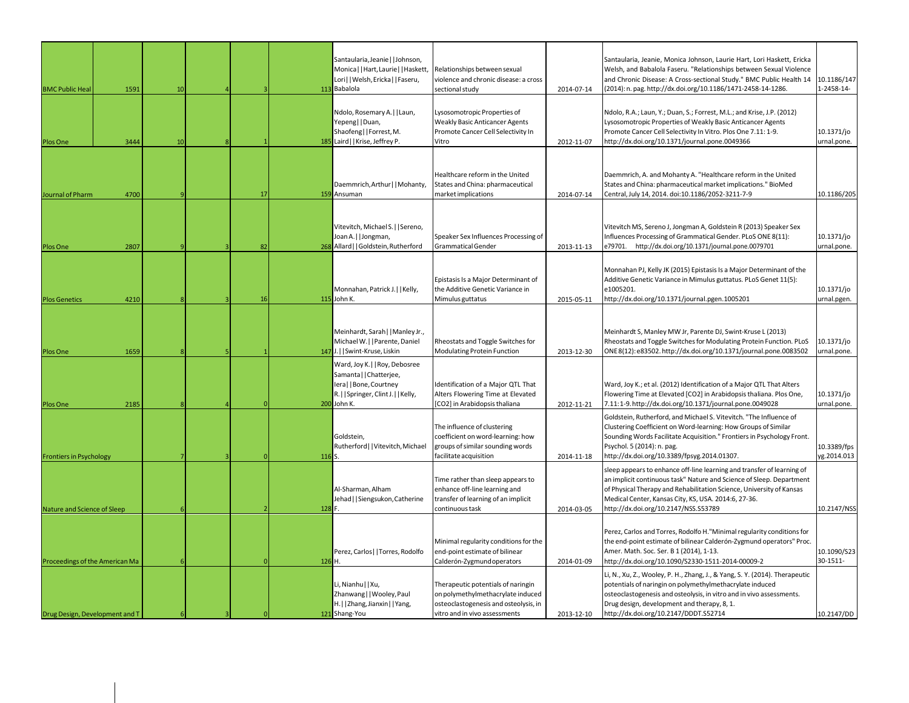| | | | | | | | | | | |
|---|---|---|---|---|---|---|---|---|---|---|
| BMC Public Heal | 1591 | 10 | 4 | 3 | 113 | Santaularia, Jeanie\|\|Johnson, Monica\|\|Hart, Laurie\|\|Haskett, Lori\|\|Welsh, Ericka\|\|Faseru, Babalola | Relationships between sexual violence and chronic disease: a cross sectional study | 2014-07-14 | Santaularia, Jeanie, Monica Johnson, Laurie Hart, Lori Haskett, Ericka Welsh, and Babalola Faseru. "Relationships between Sexual Violence and Chronic Disease: A Cross-sectional Study." BMC Public Health 14 (2014): n. pag. http://dx.doi.org/10.1186/1471-2458-14-1286. | 10.1186/1471-2458-14- |
| Plos One | 3444 | 10 | 8 | 1 | 185 | Ndolo, Rosemary A.\|\|Laun, Yepeng\|\|Duan, Shaofeng\|\|Forrest, M. Laird\|\|Krise, Jeffrey P. | Lysosomotropic Properties of Weakly Basic Anticancer Agents Promote Cancer Cell Selectivity In Vitro | 2012-11-07 | Ndolo, R.A.; Laun, Y.; Duan, S.; Forrest, M.L.; and Krise, J.P. (2012) Lysosomotropic Properties of Weakly Basic Anticancer Agents Promote Cancer Cell Selectivity In Vitro. Plos One 7.11: 1-9. http://dx.doi.org/10.1371/journal.pone.0049366 | 10.1371/journal.pone. |
| Journal of Pharm | 4700 | 9 | | 17 | 159 | Daemmrich, Arthur\|\|Mohanty, Ansuman | Healthcare reform in the United States and China: pharmaceutical market implications | 2014-07-14 | Daemmrich, A. and Mohanty A. "Healthcare reform in the United States and China: pharmaceutical market implications." BioMed Central, July 14, 2014. doi:10.1186/2052-3211-7-9 | 10.1186/205 |
| Plos One | 2807 | 9 | 3 | 82 | 268 | Vitevitch, Michael S.\|\|Sereno, Joan A.\|\|Jongman, Allard\|\|Goldstein, Rutherford | Speaker Sex Influences Processing of Grammatical Gender | 2013-11-13 | Vitevitch MS, Sereno J, Jongman A, Goldstein R (2013) Speaker Sex Influences Processing of Grammatical Gender. PLoS ONE 8(11): e79701. http://dx.doi.org/10.1371/journal.pone.0079701 | 10.1371/journal.pone. |
| Plos Genetics | 4210 | 8 | 3 | 16 | 115 | Monnahan, Patrick J.\|\|Kelly, John K. | Epistasis Is a Major Determinant of the Additive Genetic Variance in Mimulus guttatus | 2015-05-11 | Monnahan PJ, Kelly JK (2015) Epistasis Is a Major Determinant of the Additive Genetic Variance in Mimulus guttatus. PLoS Genet 11(5): e1005201. http://dx.doi.org/10.1371/journal.pgen.1005201 | 10.1371/journal.pgen. |
| Plos One | 1659 | 8 | 5 | 1 | 147 | Meinhardt, Sarah\|\|Manley Jr., Michael W.\|\|Parente, Daniel J.\|\|Swint-Kruse, Liskin | Rheostats and Toggle Switches for Modulating Protein Function | 2013-12-30 | Meinhardt S, Manley MW Jr, Parente DJ, Swint-Kruse L (2013) Rheostats and Toggle Switches for Modulating Protein Function. PLoS ONE 8(12): e83502. http://dx.doi.org/10.1371/journal.pone.0083502 | 10.1371/journal.pone. |
| Plos One | 2185 | 8 | 4 | 0 | 200 | Ward, Joy K.\|\|Roy, Debosree Samanta\|\|Chatterjee, Iera\|\|Bone, Courtney R.\|\|Springer, Clint J.\|\|Kelly, John K. | Identification of a Major QTL That Alters Flowering Time at Elevated [CO2] in Arabidopsis thaliana | 2012-11-21 | Ward, Joy K.; et al. (2012) Identification of a Major QTL That Alters Flowering Time at Elevated [CO2] in Arabidopsis thaliana. Plos One, 7.11: 1-9. http://dx.doi.org/10.1371/journal.pone.0049028 | 10.1371/journal.pone. |
| Frontiers in Psychology | | 7 | 3 | 0 | 116 | Goldstein, Rutherford\|\|Vitevitch, Michael S. | The influence of clustering coefficient on word-learning: how groups of similar sounding words facilitate acquisition | 2014-11-18 | Goldstein, Rutherford, and Michael S. Vitevitch. "The Influence of Clustering Coefficient on Word-learning: How Groups of Similar Sounding Words Facilitate Acquisition." Frontiers in Psychology Front. Psychol. 5 (2014): n. pag. http://dx.doi.org/10.3389/fpsyg.2014.01307. | 10.3389/fpsyg.2014.013 |
| Nature and Science of Sleep | | 6 | | 2 | 128 | Al-Sharman, Alham Jehad\|\|Siengsukon, Catherine F. | Time rather than sleep appears to enhance off-line learning and transfer of learning of an implicit continuous task | 2014-03-05 | sleep appears to enhance off-line learning and transfer of learning of an implicit continuous task" Nature and Science of Sleep. Department of Physical Therapy and Rehabilitation Science, University of Kansas Medical Center, Kansas City, KS, USA. 2014:6, 27-36. http://dx.doi.org/10.2147/NSS.S53789 | 10.2147/NSS |
| Proceedings of the American Ma | | 6 | | 0 | 126 | Perez, Carlos\|\|Torres, Rodolfo H. | Minimal regularity conditions for the end-point estimate of bilinear Calderón-Zygmund operators | 2014-01-09 | Perez, Carlos and Torres, Rodolfo H."Minimal regularity conditions for the end-point estimate of bilinear Calderón-Zygmund operators" Proc. Amer. Math. Soc. Ser. B 1 (2014), 1-13. http://dx.doi.org/10.1090/S2330-1511-2014-00009-2 | 10.1090/S2330-1511- |
| Drug Design, Development and T | | 6 | 3 | 0 | 121 | Li, Nianhu\|\|Xu, Zhanwang\|\|Wooley, Paul H.\|\|Zhang, Jianxin\|\|Yang, Shang-You | Therapeutic potentials of naringin on polymethylmethacrylate induced osteoclastogenesis and osteolysis, in vitro and in vivo assessments | 2013-12-10 | Li, N., Xu, Z., Wooley, P. H., Zhang, J., & Yang, S. Y. (2014). Therapeutic potentials of naringin on polymethylmethacrylate induced osteoclastogenesis and osteolysis, in vitro and in vivo assessments. Drug design, development and therapy, 8, 1. http://dx.doi.org/10.2147/DDDT.S52714 | 10.2147/DD |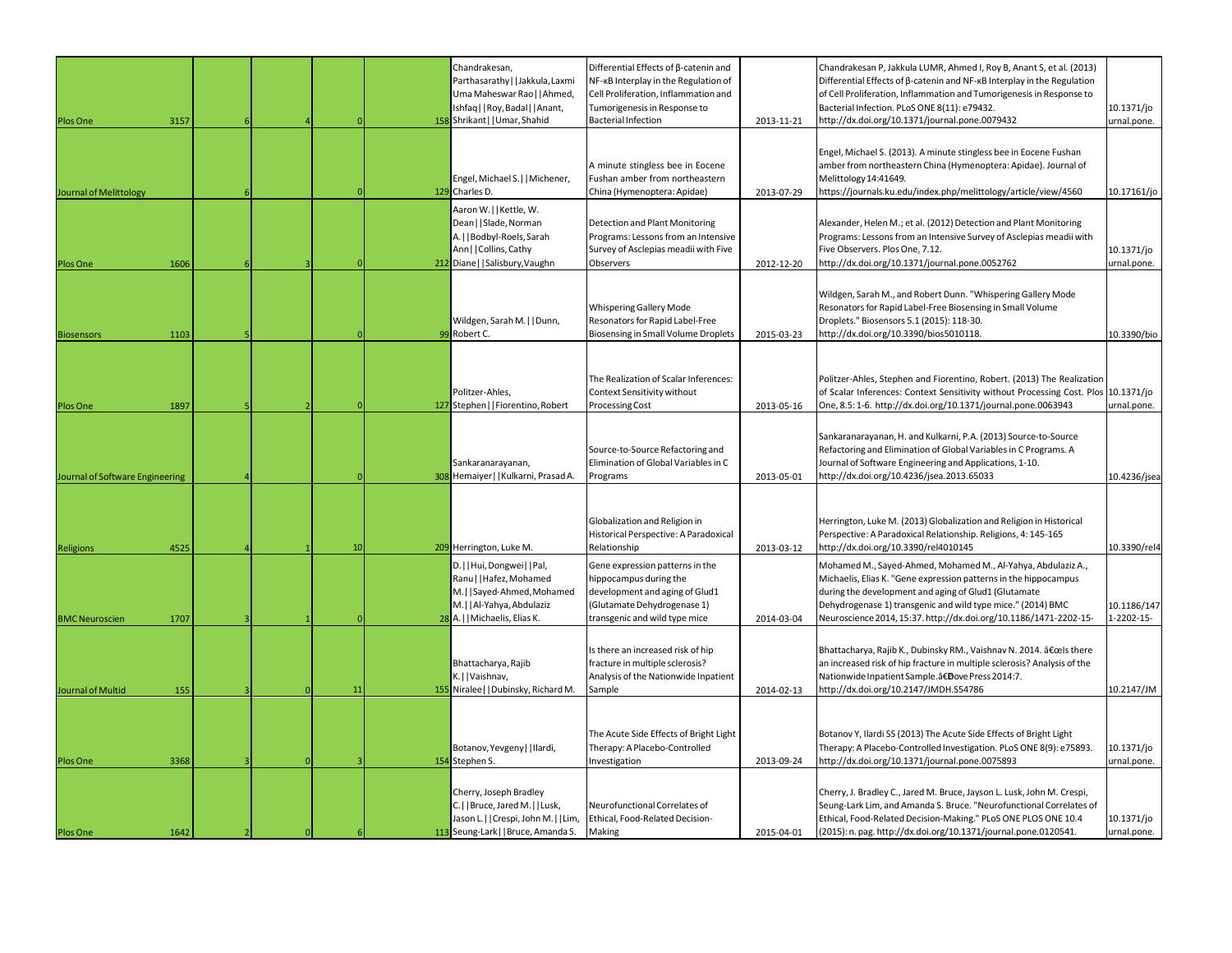| | | | | | | | | | | |
|---|---|---|---|---|---|---|---|---|---|---|
| Plos One | 3157 | 6 | 4 | 0 | 158 | Chandrakesan, Parthasarathy\|\|Jakkula, Laxmi Uma Maheswar Rao\|\|Ahmed, Ishfaq\|\|Roy, Badal\|\|Anant, Shrikant\|\|Umar, Shahid | Differential Effects of β-catenin and NF-κB Interplay in the Regulation of Cell Proliferation, Inflammation and Tumorigenesis in Response to Bacterial Infection | 2013-11-21 | Chandrakesan P, Jakkula LUMR, Ahmed I, Roy B, Anant S, et al. (2013) Differential Effects of β-catenin and NF-κB Interplay in the Regulation of Cell Proliferation, Inflammation and Tumorigenesis in Response to Bacterial Infection. PLoS ONE 8(11): e79432. http://dx.doi.org/10.1371/journal.pone.0079432 | 10.1371/journal.pone. |
| Journal of Melittology | | 6 | | 0 | 129 | Engel, Michael S.\|\|Michener, Charles D. | A minute stingless bee in Eocene Fushan amber from northeastern China (Hymenoptera: Apidae) | 2013-07-29 | Engel, Michael S. (2013). A minute stingless bee in Eocene Fushan amber from northeastern China (Hymenoptera: Apidae). Journal of Melittology 14:41649. https://journals.ku.edu/index.php/melittology/article/view/4560 | 10.17161/jo |
| Plos One | 1606 | 6 | 3 | 0 | 212 | Aaron W.\|\|Kettle, W. Dean\|\|Slade, Norman A.\|\|Bodbyl-Roels, Sarah Ann\|\|Collins, Cathy Diane\|\|Salisbury, Vaughn | Detection and Plant Monitoring Programs: Lessons from an Intensive Survey of Asclepias meadii with Five Observers | 2012-12-20 | Alexander, Helen M.; et al. (2012) Detection and Plant Monitoring Programs: Lessons from an Intensive Survey of Asclepias meadii with Five Observers. Plos One, 7.12. http://dx.doi.org/10.1371/journal.pone.0052762 | 10.1371/journal.pone. |
| Biosensors | 1103 | 5 | | 0 | 99 | Wildgen, Sarah M.\|\|Dunn, Robert C. | Whispering Gallery Mode Resonators for Rapid Label-Free Biosensing in Small Volume Droplets | 2015-03-23 | Wildgen, Sarah M., and Robert Dunn. "Whispering Gallery Mode Resonators for Rapid Label-Free Biosensing in Small Volume Droplets." Biosensors 5.1 (2015): 118-30. http://dx.doi.org/10.3390/bios5010118. | 10.3390/bio |
| Plos One | 1897 | 5 | 2 | 0 | 127 | Politzer-Ahles, Stephen\|\|Fiorentino, Robert | The Realization of Scalar Inferences: Context Sensitivity without Processing Cost | 2013-05-16 | Politzer-Ahles, Stephen and Fiorentino, Robert. (2013) The Realization of Scalar Inferences: Context Sensitivity without Processing Cost. Plos One, 8.5: 1-6. http://dx.doi.org/10.1371/journal.pone.0063943 | 10.1371/journal.pone. |
| Journal of Software Engineering | | 4 | | 0 | 308 | Sankaranarayanan, Hemaiyer\|\|Kulkarni, Prasad A. | Source-to-Source Refactoring and Elimination of Global Variables in C Programs | 2013-05-01 | Sankaranarayanan, H. and Kulkarni, P.A. (2013) Source-to-Source Refactoring and Elimination of Global Variables in C Programs. A Journal of Software Engineering and Applications, 1-10. http://dx.doi.org/10.4236/jsea.2013.65033 | 10.4236/jsea |
| Religions | 4525 | 4 | 1 | 10 | 209 | Herrington, Luke M. | Globalization and Religion in Historical Perspective: A Paradoxical Relationship | 2013-03-12 | Herrington, Luke M. (2013) Globalization and Religion in Historical Perspective: A Paradoxical Relationship. Religions, 4: 145-165 http://dx.doi.org/10.3390/rel4010145 | 10.3390/rel4 |
| BMC Neuroscien | 1707 | 3 | 1 | 0 | 28 | D.\|\|Hui, Dongwei\|\|Pal, Ranu\|\|Hafez, Mohamed M.\|\|Sayed-Ahmed, Mohamed M.\|\|Al-Yahya, Abdulaziz A.\|\|Michaelis, Elias K. | Gene expression patterns in the hippocampus during the development and aging of Glud1 (Glutamate Dehydrogenase 1) transgenic and wild type mice | 2014-03-04 | Mohamed M., Sayed-Ahmed, Mohamed M., Al-Yahya, Abdulaziz A., Michaelis, Elias K. "Gene expression patterns in the hippocampus during the development and aging of Glud1 (Glutamate Dehydrogenase 1) transgenic and wild type mice." (2014) BMC Neuroscience 2014, 15:37. http://dx.doi.org/10.1186/1471-2202-15- | 10.1186/1471-2202-15- |
| Journal of Multid | 155 | 3 | 0 | 11 | 155 | Bhattacharya, Rajib K.\|\|Vaishnav, Niralee\|\|Dubinsky, Richard M. | Is there an increased risk of hip fracture in multiple sclerosis? Analysis of the Nationwide Inpatient Sample | 2014-02-13 | Bhattacharya, Rajib K., Dubinsky RM., Vaishnav N. 2014. â€œIs there an increased risk of hip fracture in multiple sclerosis? Analysis of the Nationwide Inpatient Sample.â€Dove Press 2014:7. http://dx.doi.org/10.2147/JMDH.S54786 | 10.2147/JM |
| Plos One | 3368 | 3 | 0 | 3 | 154 | Botanov, Yevgeny\|\|Ilardi, Stephen S. | The Acute Side Effects of Bright Light Therapy: A Placebo-Controlled Investigation | 2013-09-24 | Botanov Y, Ilardi SS (2013) The Acute Side Effects of Bright Light Therapy: A Placebo-Controlled Investigation. PLoS ONE 8(9): e75893. http://dx.doi.org/10.1371/journal.pone.0075893 | 10.1371/journal.pone. |
| Plos One | 1642 | 2 | 0 | 6 | 113 | Cherry, Joseph Bradley C.\|\|Bruce, Jared M.\|\|Lusk, Jason L.\|\|Crespi, John M.\|\|Lim, Seung-Lark\|\|Bruce, Amanda S. | Neurofunctional Correlates of Ethical, Food-Related Decision-Making | 2015-04-01 | Cherry, J. Bradley C., Jared M. Bruce, Jayson L. Lusk, John M. Crespi, Seung-Lark Lim, and Amanda S. Bruce. "Neurofunctional Correlates of Ethical, Food-Related Decision-Making." PLoS ONE PLOS ONE 10.4 (2015): n. pag. http://dx.doi.org/10.1371/journal.pone.0120541. | 10.1371/journal.pone. |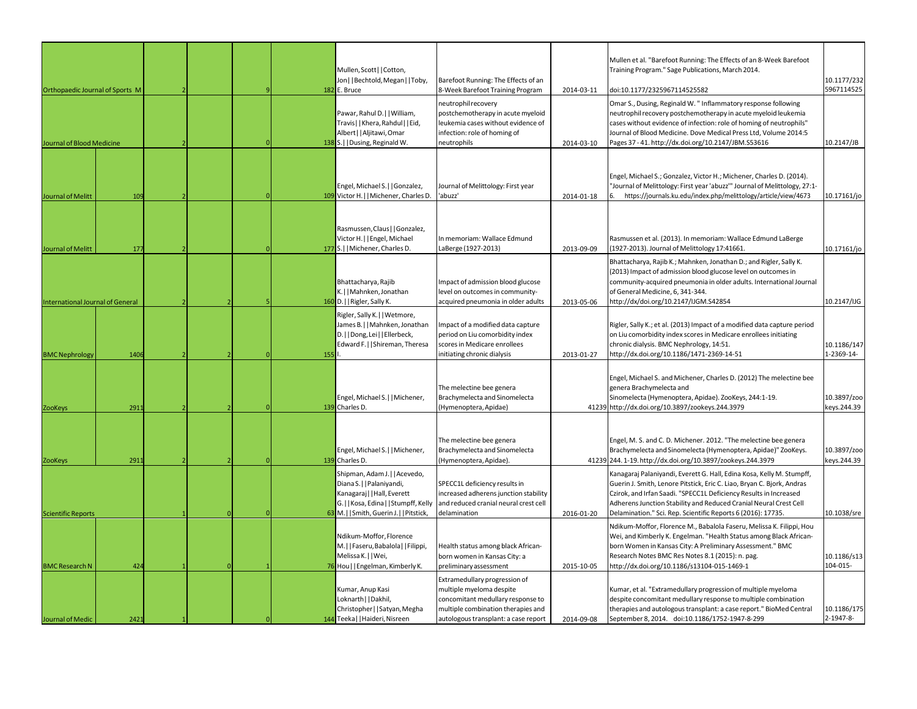| | | | | | | | | | | |
|---|---|---|---|---|---|---|---|---|---|---|
| Orthopaedic Journal of Sports M | | 2 | | 9 | 182 | Mullen, Scott\|\|Cotton, Jon\|\|Bechtold, Megan\|\|Toby, E. Bruce | Barefoot Running: The Effects of an 8-Week Barefoot Training Program | 2014-03-11 | Mullen et al. "Barefoot Running: The Effects of an 8-Week Barefoot Training Program." Sage Publications, March 2014. doi:10.1177/2325967114525582 | 10.1177/2325967114525 |
| Journal of Blood Medicine | | 2 | | 0 | 138 | Pawar, Rahul D.\|\|William, Travis\|\|Khera, Rahdul\|\|Eid, Albert\|\|Aljitawi, Omar S.\|\|Dusing, Reginald W. | neutrophil recovery postchemotherapy in acute myeloid leukemia cases without evidence of infection: role of homing of neutrophils | 2014-03-10 | Omar S., Dusing, Reginald W. " Inflammatory response following neutrophil recovery postchemotherapy in acute myeloid leukemia cases without evidence of infection: role of homing of neutrophils" Journal of Blood Medicine. Dove Medical Press Ltd, Volume 2014:5 Pages 37 - 41. http://dx.doi.org/10.2147/JBM.S53616 | 10.2147/JB |
| Journal of Melitt | 109 | 2 | | 0 | 109 | Engel, Michael S.\|\|Gonzalez, Victor H.\|\|Michener, Charles D. | Journal of Melittology: First year 'abuzz' | 2014-01-18 | Engel, Michael S.; Gonzalez, Victor H.; Michener, Charles D. (2014). "Journal of Melittology: First year 'abuzz'" Journal of Melittology, 27:1-6. https://journals.ku.edu/index.php/melittology/article/view/4673 | 10.17161/jo |
| Journal of Melitt | 177 | 2 | | 0 | 177 | Rasmussen, Claus\|\|Gonzalez, Victor H.\|\|Engel, Michael S.\|\|Michener, Charles D. | In memoriam: Wallace Edmund LaBerge (1927-2013) | 2013-09-09 | Rasmussen et al. (2013). In memoriam: Wallace Edmund LaBerge (1927-2013). Journal of Melittology 17:41661. | 10.17161/jo |
| International Journal of General | | 2 | 2 | 5 | 160 | Bhattacharya, Rajib K.\|\|Mahnken, Jonathan D.\|\|Rigler, Sally K. | Impact of admission blood glucose level on outcomes in community-acquired pneumonia in older adults | 2013-05-06 | Bhattacharya, Rajib K.; Mahnken, Jonathan D.; and Rigler, Sally K. (2013) Impact of admission blood glucose level on outcomes in community-acquired pneumonia in older adults. International Journal of General Medicine, 6, 341-344. http://dx/doi.org/10.2147/IJGM.S42854 | 10.2147/IJG |
| BMC Nephrology | 1406 | 2 | 2 | 0 | 155 | Rigler, Sally K.\|\|Wetmore, James B.\|\|Mahnken, Jonathan D.\|\|Dong, Lei\|\|Ellerbeck, Edward F.\|\|Shireman, Theresa I. | Impact of a modified data capture period on Liu comorbidity index scores in Medicare enrollees initiating chronic dialysis | 2013-01-27 | Rigler, Sally K.; et al. (2013) Impact of a modified data capture period on Liu comorbidity index scores in Medicare enrollees initiating chronic dialysis. BMC Nephrology, 14:51. http://dx.doi.org/10.1186/1471-2369-14-51 | 10.1186/1471-2369-14- |
| ZooKeys | 2911 | 2 | 2 | 0 | 139 | Engel, Michael S.\|\|Michener, Charles D. | The melectine bee genera Brachymelecta and Sinomelecta (Hymenoptera, Apidae) | 41239 | Engel, Michael S. and Michener, Charles D. (2012) The melectine bee genera Brachymelecta and Sinomelecta (Hymenoptera, Apidae). ZooKeys, 244:1-19. http://dx.doi.org/10.3897/zookeys.244.3979 | 10.3897/zookeys.244.39 |
| ZooKeys | 2911 | 2 | 2 | 0 | 139 | Engel, Michael S.\|\|Michener, Charles D. | The melectine bee genera Brachymelecta and Sinomelecta (Hymenoptera, Apidae). | 41239 | Engel, M. S. and C. D. Michener. 2012. "The melectine bee genera Brachymelecta and Sinomelecta (Hymenoptera, Apidae)" ZooKeys. 244. 1-19. http://dx.doi.org/10.3897/zookeys.244.3979 | 10.3897/zookeys.244.39 |
| Scientific Reports | | 1 | 0 | 0 | 63 | Shipman, Adam J.\|\|Acevedo, Diana S.\|\|Palaniyandi, Kanagaraj\|\|Hall, Everett G.\|\|Kosa, Edina\|\|Stumpff, Kelly M.\|\|Smith, Guerin J.\|\|Pitstick, | SPECC1L deficiency results in increased adherens junction stability and reduced cranial neural crest cell delamination | 2016-01-20 | Kanagaraj Palaniyandi, Everett G. Hall, Edina Kosa, Kelly M. Stumpff, Guerin J. Smith, Lenore Pitstick, Eric C. Liao, Bryan C. Bjork, Andras Czirok, and Irfan Saadi. "SPECC1L Deficiency Results in Increased Adherens Junction Stability and Reduced Cranial Neural Crest Cell Delamination." Sci. Rep. Scientific Reports 6 (2016): 17735. | 10.1038/sre |
| BMC Research N | 424 | 1 | 0 | 1 | 76 | Ndikum-Moffor, Florence M.\|\|Faseru, Babalola\|\|Filippi, Melissa K.\|\|Wei, Hou\|\|Engelman, Kimberly K. | Health status among black African-born women in Kansas City: a preliminary assessment | 2015-10-05 | Ndikum-Moffor, Florence M., Babalola Faseru, Melissa K. Filippi, Hou Wei, and Kimberly K. Engelman. "Health Status among Black African-born Women in Kansas City: A Preliminary Assessment." BMC Research Notes BMC Res Notes 8.1 (2015): n. pag. http://dx.doi.org/10.1186/s13104-015-1469-1 | 10.1186/s13104-015- |
| Journal of Medic | 2421 | 1 | | 0 | 144 | Kumar, Anup Kasi Loknarth\|\|Dakhil, Christopher\|\|Satyan, Megha Teeka\|\|Haideri, Nisreen | Extramedullary progression of multiple myeloma despite concomitant medullary response to multiple combination therapies and autologous transplant: a case report | 2014-09-08 | Kumar, et al. "Extramedullary progression of multiple myeloma despite concomitant medullary response to multiple combination therapies and autologous transplant: a case report." BioMed Central September 8, 2014. doi:10.1186/1752-1947-8-299 | 10.1186/1752-1947-8- |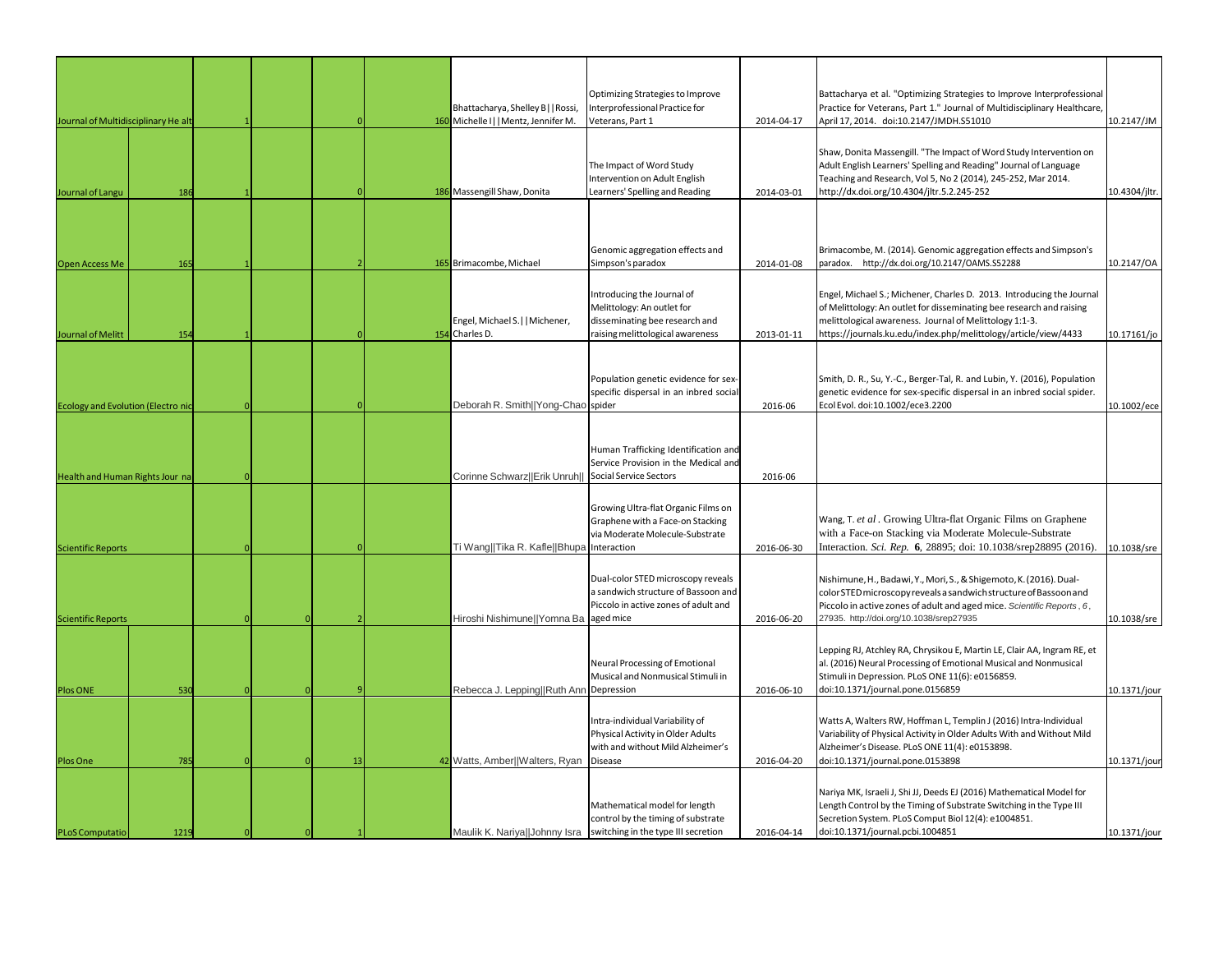| | | | | | | | | | | |
|---|---|---|---|---|---|---|---|---|---|---|
| Journal of Multidisciplinary He alt | | 1 | | 0 | 160 | Bhattacharya, Shelley B\|\|Rossi, Michelle I\|\|Mentz, Jennifer M. | Optimizing Strategies to Improve Interprofessional Practice for Veterans, Part 1 | 2014-04-17 | Battacharya et al. "Optimizing Strategies to Improve Interprofessional Practice for Veterans, Part 1." Journal of Multidisciplinary Healthcare, April 17, 2014. doi:10.2147/JMDH.S51010 | 10.2147/JM |
| Journal of Langu | 186 | 1 | | 0 | 186 | Massengill Shaw, Donita | The Impact of Word Study Intervention on Adult English Learners' Spelling and Reading | 2014-03-01 | Shaw, Donita Massengill. "The Impact of Word Study Intervention on Adult English Learners' Spelling and Reading" Journal of Language Teaching and Research, Vol 5, No 2 (2014), 245-252, Mar 2014. http://dx.doi.org/10.4304/jltr.5.2.245-252 | 10.4304/jltr. |
| Open Access Me | 165 | 1 | | 2 | 165 | Brimacombe, Michael | Genomic aggregation effects and Simpson's paradox | 2014-01-08 | Brimacombe, M. (2014). Genomic aggregation effects and Simpson's paradox. http://dx.doi.org/10.2147/OAMS.S52288 | 10.2147/OA |
| Journal of Melitt | 154 | 1 | | 0 | 154 | Engel, Michael S.\|\|Michener, Charles D. | Introducing the Journal of Melittology: An outlet for disseminating bee research and raising melittological awareness | 2013-01-11 | Engel, Michael S.; Michener, Charles D. 2013. Introducing the Journal of Melittology: An outlet for disseminating bee research and raising melittological awareness. Journal of Melittology 1:1-3. https://journals.ku.edu/index.php/melittology/article/view/4433 | 10.17161/jo |
| Ecology and Evolution (Electro nic | | 0 | | 0 | | Deborah R. Smith\|\|Yong-Chao | Population genetic evidence for sex-specific dispersal in an inbred social spider | 2016-06 | Smith, D. R., Su, Y.-C., Berger-Tal, R. and Lubin, Y. (2016), Population genetic evidence for sex-specific dispersal in an inbred social spider. Ecol Evol. doi:10.1002/ece3.2200 | 10.1002/ece |
| Health and Human Rights Jour na | | 0 | | | | Corinne Schwarz\|\|Erik Unruh\|\| | Human Trafficking Identification and Service Provision in the Medical and Social Service Sectors | 2016-06 | | |
| Scientific Reports | | 0 | | 0 | | Ti Wang\|\|Tika R. Kafle\|\|Bhupa | Growing Ultra-flat Organic Films on Graphene with a Face-on Stacking via Moderate Molecule-Substrate Interaction | 2016-06-30 | Wang, T. *et al*. Growing Ultra-flat Organic Films on Graphene with a Face-on Stacking via Moderate Molecule-Substrate Interaction. *Sci. Rep.* **6**, 28895; doi: 10.1038/srep28895 (2016). | 10.1038/sre |
| Scientific Reports | | 0 | 0 | 2 | | Hiroshi Nishimune\|\|Yomna Ba | Dual-color STED microscopy reveals a sandwich structure of Bassoon and Piccolo in active zones of adult and aged mice | 2016-06-20 | Nishimune, H., Badawi, Y., Mori, S., & Shigemoto, K. (2016). Dual-color STED microscopy reveals a sandwich structure of Bassoon and Piccolo in active zones of adult and aged mice. *Scientific Reports*, *6*, 27935. http://doi.org/10.1038/srep27935 | 10.1038/sre |
| Plos ONE | 530 | 0 | 0 | 9 | | Rebecca J. Lepping\|\|Ruth Ann | Neural Processing of Emotional Musical and Nonmusical Stimuli in Depression | 2016-06-10 | Lepping RJ, Atchley RA, Chrysikou E, Martin LE, Clair AA, Ingram RE, et al. (2016) Neural Processing of Emotional Musical and Nonmusical Stimuli in Depression. PLoS ONE 11(6): e0156859. doi:10.1371/journal.pone.0156859 | 10.1371/jour |
| Plos One | 785 | 0 | 0 | 13 | 42 | Watts, Amber\|\|Walters, Ryan | Intra-individual Variability of Physical Activity in Older Adults with and without Mild Alzheimer's Disease | 2016-04-20 | Watts A, Walters RW, Hoffman L, Templin J (2016) Intra-Individual Variability of Physical Activity in Older Adults With and Without Mild Alzheimer's Disease. PLoS ONE 11(4): e0153898. doi:10.1371/journal.pone.0153898 | 10.1371/jour |
| PLoS Computatio | 1219 | 0 | 0 | 1 | | Maulik K. Nariya\|\|Johnny Isra | Mathematical model for length control by the timing of substrate switching in the type III secretion | 2016-04-14 | Nariya MK, Israeli J, Shi JJ, Deeds EJ (2016) Mathematical Model for Length Control by the Timing of Substrate Switching in the Type III Secretion System. PLoS Comput Biol 12(4): e1004851. doi:10.1371/journal.pcbi.1004851 | 10.1371/jour |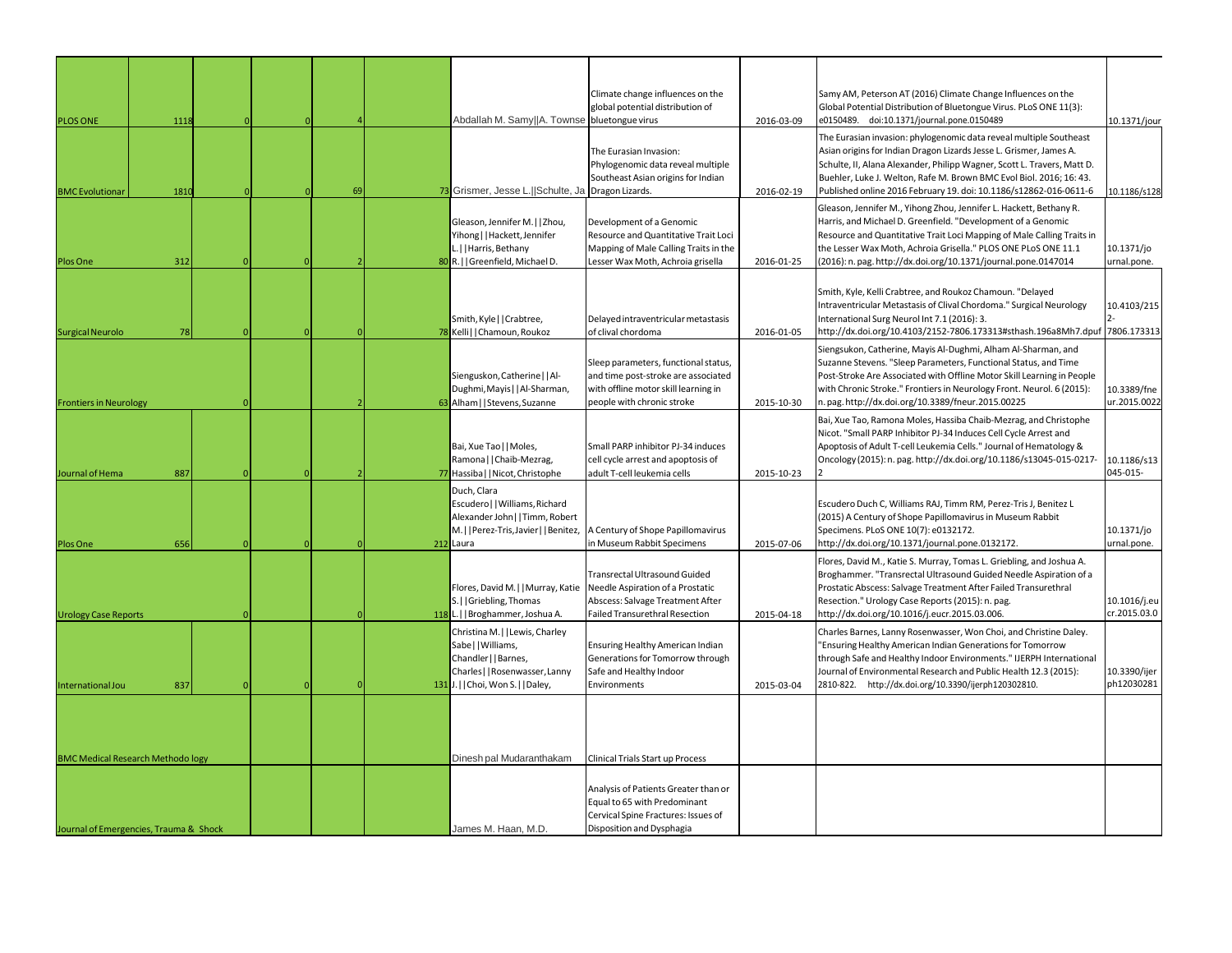| | | | | | | | | | | | |
|---|---|---|---|---|---|---|---|---|---|---|---|
| PLOS ONE | 1118 | 0 | 0 | 4 | | | Abdallah M. Samy\|\|A. Townse | Climate change influences on the global potential distribution of bluetongue virus | 2016-03-09 | Samy AM, Peterson AT (2016) Climate Change Influences on the Global Potential Distribution of Bluetongue Virus. PLoS ONE 11(3): e0150489. doi:10.1371/journal.pone.0150489 | 10.1371/jour |
| BMC Evolutionar | 1810 | 0 | 0 | 69 | | 73 | Grismer, Jesse L.\|\|Schulte, Ja | The Eurasian Invasion: Phylogenomic data reveal multiple Southeast Asian origins for Indian Dragon Lizards. | 2016-02-19 | The Eurasian invasion: phylogenomic data reveal multiple Southeast Asian origins for Indian Dragon Lizards Jesse L. Grismer, James A. Schulte, II, Alana Alexander, Philipp Wagner, Scott L. Travers, Matt D. Buehler, Luke J. Welton, Rafe M. Brown BMC Evol Biol. 2016; 16: 43. Published online 2016 February 19. doi: 10.1186/s12862-016-0611-6 | 10.1186/s128 |
| Plos One | 312 | 0 | 0 | 2 | | 80 | Gleason, Jennifer M.\|\|Zhou, Yihong\|\|Hackett, Jennifer L.\|\|Harris, Bethany R.\|\|Greenfield, Michael D. | Development of a Genomic Resource and Quantitative Trait Loci Mapping of Male Calling Traits in the Lesser Wax Moth, Achroia grisella | 2016-01-25 | Gleason, Jennifer M., Yihong Zhou, Jennifer L. Hackett, Bethany R. Harris, and Michael D. Greenfield. "Development of a Genomic Resource and Quantitative Trait Loci Mapping of Male Calling Traits in the Lesser Wax Moth, Achroia Grisella." PLOS ONE PLoS ONE 11.1 (2016): n. pag. http://dx.doi.org/10.1371/journal.pone.0147014 | 10.1371/journal.pone. |
| Surgical Neurolo | 78 | 0 | 0 | 0 | | 78 | Smith, Kyle\|\|Crabtree, Kelli\|\|Chamoun, Roukoz | Delayed intraventricular metastasis of clival chordoma | 2016-01-05 | Smith, Kyle, Kelli Crabtree, and Roukoz Chamoun. "Delayed Intraventricular Metastasis of Clival Chordoma." Surgical Neurology International Surg Neurol Int 7.1 (2016): 3. http://dx.doi.org/10.4103/2152-7806.173313#sthash.196a8Mh7.dpuf | 10.4103/2152-7806.173313 |
| Frontiers in Neurology | | 0 | | 2 | | 63 | Sienguskon, Catherine\|\|Al-Dughmi, Mayis\|\|Al-Sharman, Alham\|\|Stevens, Suzanne | Sleep parameters, functional status, and time post-stroke are associated with offline motor skill learning in people with chronic stroke | 2015-10-30 | Siengsukon, Catherine, Mayis Al-Dughmi, Alham Al-Sharman, and Suzanne Stevens. "Sleep Parameters, Functional Status, and Time Post-Stroke Are Associated with Offline Motor Skill Learning in People with Chronic Stroke." Frontiers in Neurology Front. Neurol. 6 (2015): n. pag. http://dx.doi.org/10.3389/fneur.2015.00225 | 10.3389/fneur.2015.0022 |
| Journal of Hema | 887 | 0 | 0 | 2 | | 77 | Bai, Xue Tao\|\|Moles, Ramona\|\|Chaib-Mezrag, Hassiba\|\|Nicot, Christophe | Small PARP inhibitor PJ-34 induces cell cycle arrest and apoptosis of adult T-cell leukemia cells | 2015-10-23 | Bai, Xue Tao, Ramona Moles, Hassiba Chaib-Mezrag, and Christophe Nicot. "Small PARP Inhibitor PJ-34 Induces Cell Cycle Arrest and Apoptosis of Adult T-cell Leukemia Cells." Journal of Hematology & Oncology (2015): n. pag. http://dx.doi.org/10.1186/s13045-015-0217-2 | 10.1186/s13045-015- |
| Plos One | 656 | 0 | 0 | 0 | | 212 | Duch, Clara Escudero\|\|Williams, Richard Alexander John\|\|Timm, Robert M.\|\|Perez-Tris, Javier\|\|Benitez, Laura | A Century of Shope Papillomavirus in Museum Rabbit Specimens | 2015-07-06 | Escudero Duch C, Williams RAJ, Timm RM, Perez-Tris J, Benitez L (2015) A Century of Shope Papillomavirus in Museum Rabbit Specimens. PLoS ONE 10(7): e0132172. http://dx.doi.org/10.1371/journal.pone.0132172. | 10.1371/journal.pone. |
| Urology Case Reports | | 0 | | 0 | | 118 | Flores, David M.\|\|Murray, Katie S.\|\|Griebling, Thomas L.\|\|Broghammer, Joshua A. | Transrectal Ultrasound Guided Needle Aspiration of a Prostatic Abscess: Salvage Treatment After Failed Transurethral Resection | 2015-04-18 | Flores, David M., Katie S. Murray, Tomas L. Griebling, and Joshua A. Broghammer. "Transrectal Ultrasound Guided Needle Aspiration of a Prostatic Abscess: Salvage Treatment After Failed Transurethral Resection." Urology Case Reports (2015): n. pag. http://dx.doi.org/10.1016/j.eucr.2015.03.006. | 10.1016/j.eucr.2015.03.0 |
| International Jou | 837 | 0 | 0 | 0 | | 131 | Christina M.\|\|Lewis, Charley Sabe\|\|Williams, Chandler\|\|Barnes, Charles\|\|Rosenwasser, Lanny J.\|\|Choi, Won S.\|\|Daley, | Ensuring Healthy American Indian Generations for Tomorrow through Safe and Healthy Indoor Environments | 2015-03-04 | Charles Barnes, Lanny Rosenwasser, Won Choi, and Christine Daley. "Ensuring Healthy American Indian Generations for Tomorrow through Safe and Healthy Indoor Environments." IJERPH International Journal of Environmental Research and Public Health 12.3 (2015): 2810-822. http://dx.doi.org/10.3390/ijerph120302810. | 10.3390/ijerph12030281 |
| BMC Medical Research Methodo logy | | | | | | | Dinesh pal Mudaranthakam | Clinical Trials Start up Process | | | |
| Journal of Emergencies, Trauma & Shock | | | | | | | James M. Haan, M.D. | Analysis of Patients Greater than or Equal to 65 with Predominant Cervical Spine Fractures: Issues of Disposition and Dysphagia | | | |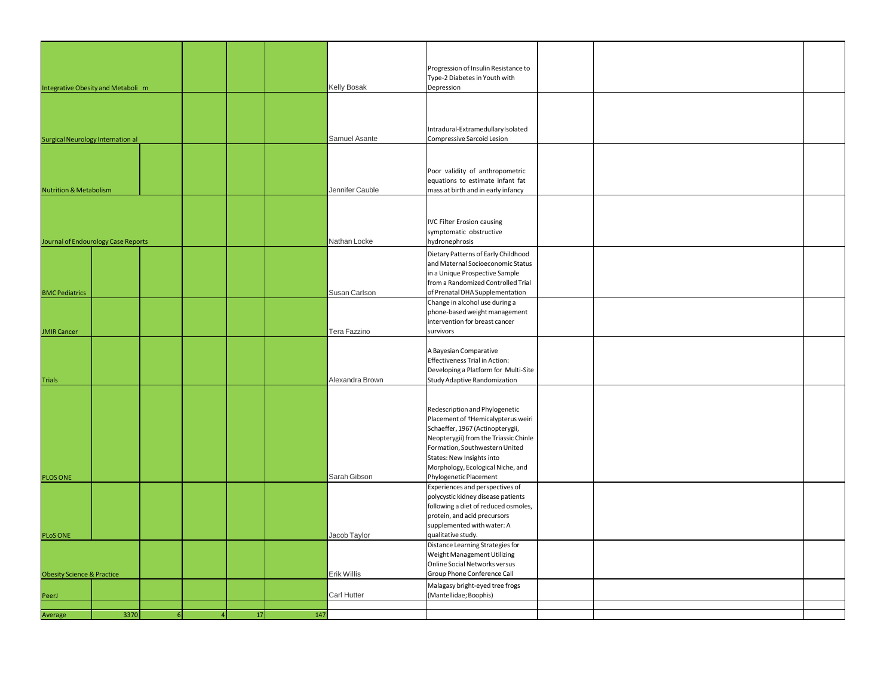| | | | | | | | | | | |
|---|---|---|---|---|---|---|---|---|---|---|
| Integrative Obesity and Metaboli m | | | | | | Kelly Bosak | Progression of Insulin Resistance to Type-2 Diabetes in Youth with Depression | | | |
| Surgical Neurology Internation al | | | | | | Samuel Asante | Intradural-ExtramedullaryIsolated Compressive Sarcoid Lesion | | | |
| Nutrition & Metabolism | | | | | | Jennifer Cauble | Poor validity of anthropometric equations to estimate infant fat mass at birth and in early infancy | | | |
| Journal of Endourology Case Reports | | | | | | Nathan Locke | IVC Filter Erosion causing symptomatic obstructive hydronephrosis | | | |
| BMC Pediatrics | | | | | | Susan Carlson | Dietary Patterns of Early Childhood and Maternal Socioeconomic Status in a Unique Prospective Sample from a Randomized Controlled Trial of Prenatal DHA Supplementation | | | |
| JMIR Cancer | | | | | | Tera Fazzino | Change in alcohol use during a phone-based weight management intervention for breast cancer survivors | | | |
| Trials | | | | | | Alexandra Brown | A Bayesian Comparative Effectiveness Trial in Action: Developing a Platform for Multi-Site Study Adaptive Randomization | | | |
| PLOS ONE | | | | | | Sarah Gibson | Redescription and Phylogenetic Placement of †Hemicalypterus weiri Schaeffer, 1967 (Actinopterygii, Neopterygii) from the Triassic Chinle Formation, Southwestern United States: New Insights into Morphology, Ecological Niche, and Phylogenetic Placement | | | |
| PLoS ONE | | | | | | Jacob Taylor | Experiences and perspectives of polycystic kidney disease patients following a diet of reduced osmoles, protein, and acid precursors supplemented with water: A qualitative study. | | | |
| Obesity Science & Practice | | | | | | Erik Willis | Distance Learning Strategies for Weight Management Utilizing Online Social Networks versus Group Phone Conference Call | | | |
| PeerJ | | | | | | Carl Hutter | Malagasy bright-eyed tree frogs (Mantellidae; Boophis) | | | |
| | | | | | | | | | | |
| Average | 3370 | 6 | 4 | 17 | 147 | | | | | |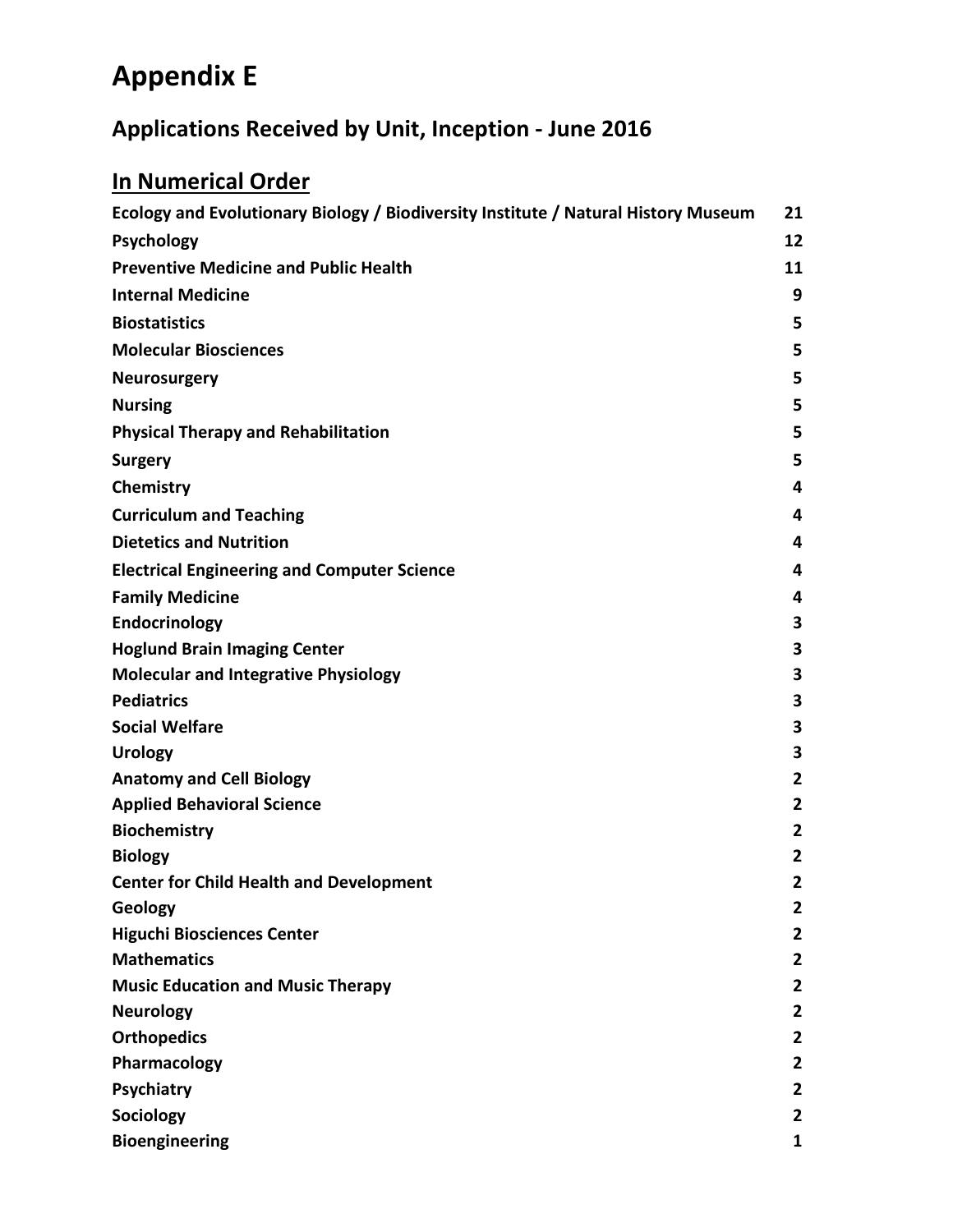# Appendix E

## Applications Received by Unit, Inception - June 2016

### In Numerical Order

| | |
|---|---|
| Ecology and Evolutionary Biology / Biodiversity Institute / Natural History Museum | 21 |
| Psychology | 12 |
| Preventive Medicine and Public Health | 11 |
| Internal Medicine | 9 |
| Biostatistics | 5 |
| Molecular Biosciences | 5 |
| Neurosurgery | 5 |
| Nursing | 5 |
| Physical Therapy and Rehabilitation | 5 |
| Surgery | 5 |
| Chemistry | 4 |
| Curriculum and Teaching | 4 |
| Dietetics and Nutrition | 4 |
| Electrical Engineering and Computer Science | 4 |
| Family Medicine | 4 |
| Endocrinology | 3 |
| Hoglund Brain Imaging Center | 3 |
| Molecular and Integrative Physiology | 3 |
| Pediatrics | 3 |
| Social Welfare | 3 |
| Urology | 3 |
| Anatomy and Cell Biology | 2 |
| Applied Behavioral Science | 2 |
| Biochemistry | 2 |
| Biology | 2 |
| Center for Child Health and Development | 2 |
| Geology | 2 |
| Higuchi Biosciences Center | 2 |
| Mathematics | 2 |
| Music Education and Music Therapy | 2 |
| Neurology | 2 |
| Orthopedics | 2 |
| Pharmacology | 2 |
| Psychiatry | 2 |
| Sociology | 2 |
| Bioengineering | 1 |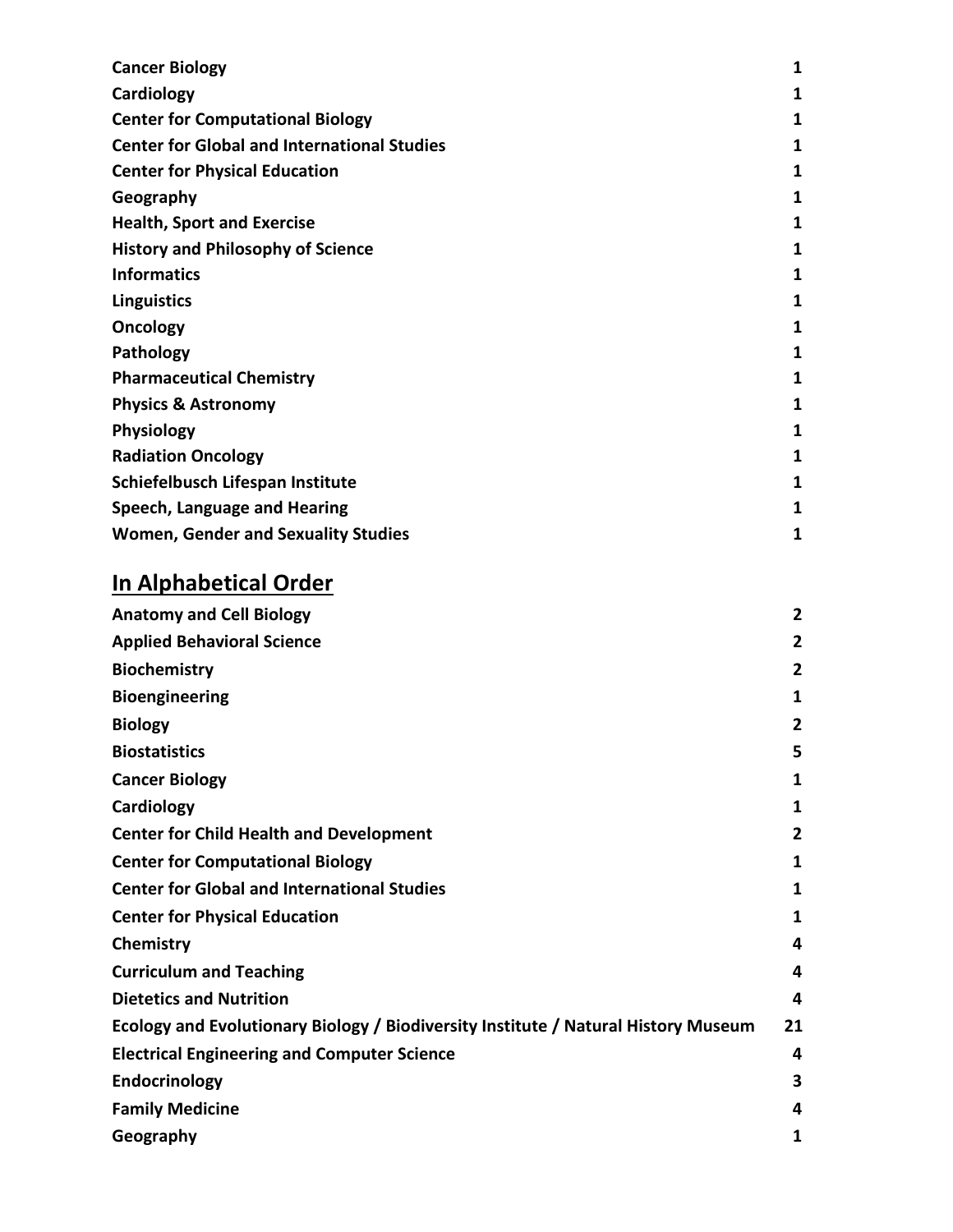| | |
|---|---|
| **Cancer Biology** | **1** |
| **Cardiology** | **1** |
| **Center for Computational Biology** | **1** |
| **Center for Global and International Studies** | **1** |
| **Center for Physical Education** | **1** |
| **Geography** | **1** |
| **Health, Sport and Exercise** | **1** |
| **History and Philosophy of Science** | **1** |
| **Informatics** | **1** |
| **Linguistics** | **1** |
| **Oncology** | **1** |
| **Pathology** | **1** |
| **Pharmaceutical Chemistry** | **1** |
| **Physics & Astronomy** | **1** |
| **Physiology** | **1** |
| **Radiation Oncology** | **1** |
| **Schiefelbusch Lifespan Institute** | **1** |
| **Speech, Language and Hearing** | **1** |
| **Women, Gender and Sexuality Studies** | **1** |

## In Alphabetical Order

| | |
|---|---|
| **Anatomy and Cell Biology** | **2** |
| **Applied Behavioral Science** | **2** |
| **Biochemistry** | **2** |
| **Bioengineering** | **1** |
| **Biology** | **2** |
| **Biostatistics** | **5** |
| **Cancer Biology** | **1** |
| **Cardiology** | **1** |
| **Center for Child Health and Development** | **2** |
| **Center for Computational Biology** | **1** |
| **Center for Global and International Studies** | **1** |
| **Center for Physical Education** | **1** |
| **Chemistry** | **4** |
| **Curriculum and Teaching** | **4** |
| **Dietetics and Nutrition** | **4** |
| **Ecology and Evolutionary Biology / Biodiversity Institute / Natural History Museum** | **21** |
| **Electrical Engineering and Computer Science** | **4** |
| **Endocrinology** | **3** |
| **Family Medicine** | **4** |
| **Geography** | **1** |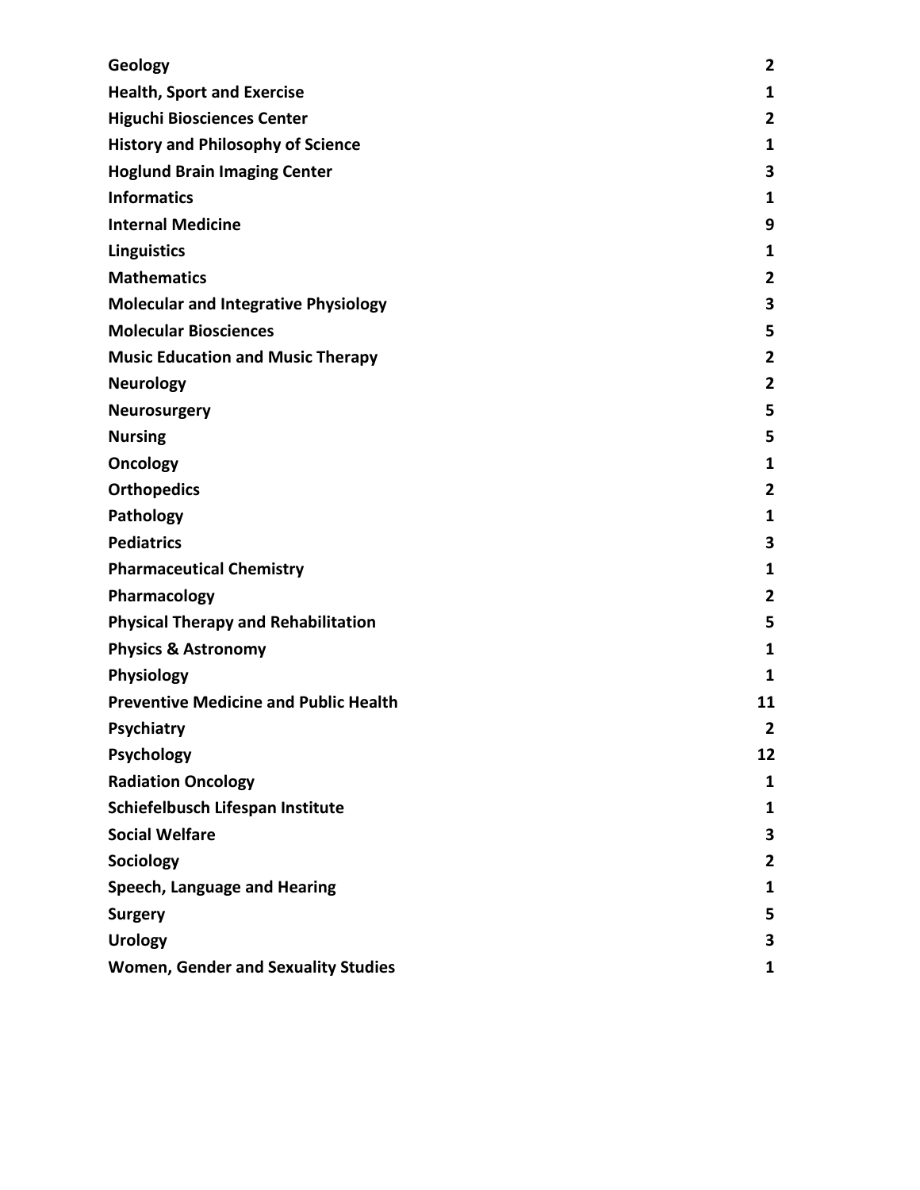| | |
|---|---|
| **Geology** | **2** |
| **Health, Sport and Exercise** | **1** |
| **Higuchi Biosciences Center** | **2** |
| **History and Philosophy of Science** | **1** |
| **Hoglund Brain Imaging Center** | **3** |
| **Informatics** | **1** |
| **Internal Medicine** | **9** |
| **Linguistics** | **1** |
| **Mathematics** | **2** |
| **Molecular and Integrative Physiology** | **3** |
| **Molecular Biosciences** | **5** |
| **Music Education and Music Therapy** | **2** |
| **Neurology** | **2** |
| **Neurosurgery** | **5** |
| **Nursing** | **5** |
| **Oncology** | **1** |
| **Orthopedics** | **2** |
| **Pathology** | **1** |
| **Pediatrics** | **3** |
| **Pharmaceutical Chemistry** | **1** |
| **Pharmacology** | **2** |
| **Physical Therapy and Rehabilitation** | **5** |
| **Physics & Astronomy** | **1** |
| **Physiology** | **1** |
| **Preventive Medicine and Public Health** | **11** |
| **Psychiatry** | **2** |
| **Psychology** | **12** |
| **Radiation Oncology** | **1** |
| **Schiefelbusch Lifespan Institute** | **1** |
| **Social Welfare** | **3** |
| **Sociology** | **2** |
| **Speech, Language and Hearing** | **1** |
| **Surgery** | **5** |
| **Urology** | **3** |
| **Women, Gender and Sexuality Studies** | **1** |